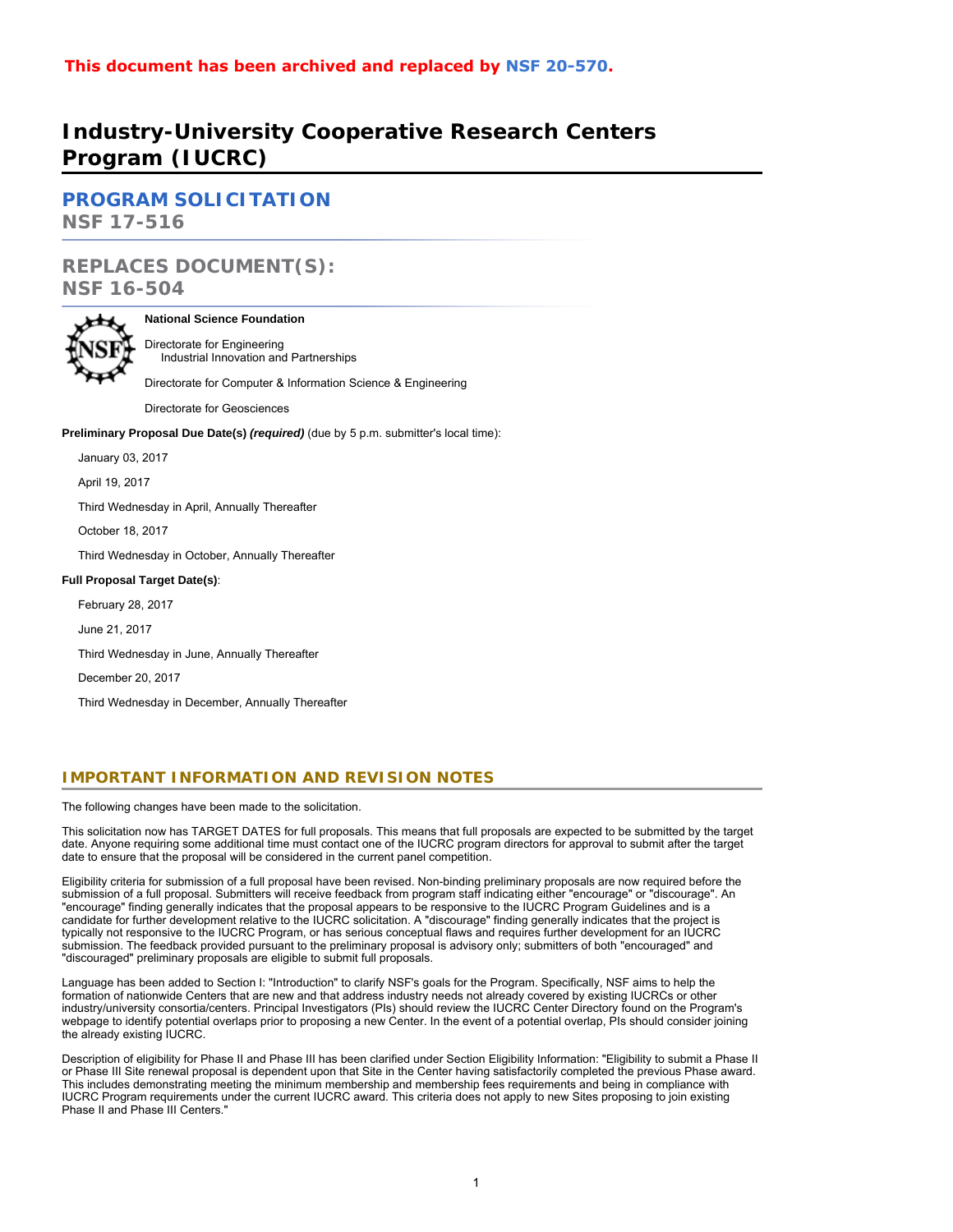**This document has been archived and replaced by NSF 20-570.**

# Industry-University Cooperative Research Centers Program (IUCRC)

## PROGRAM SOLICITATION
NSF 17-516

## REPLACES DOCUMENT(S):
NSF 16-504

**National Science Foundation**

Directorate for Engineering
    Industrial Innovation and Partnerships

Directorate for Computer & Information Science & Engineering

Directorate for Geosciences

**Preliminary Proposal Due Date(s)** ***(required)*** (due by 5 p.m. submitter's local time):

January 03, 2017

April 19, 2017

Third Wednesday in April, Annually Thereafter

October 18, 2017

Third Wednesday in October, Annually Thereafter

**Full Proposal Target Date(s)**:

February 28, 2017

June 21, 2017

Third Wednesday in June, Annually Thereafter

December 20, 2017

Third Wednesday in December, Annually Thereafter

## IMPORTANT INFORMATION AND REVISION NOTES

The following changes have been made to the solicitation.

This solicitation now has TARGET DATES for full proposals. This means that full proposals are expected to be submitted by the target date. Anyone requiring some additional time must contact one of the IUCRC program directors for approval to submit after the target date to ensure that the proposal will be considered in the current panel competition.

Eligibility criteria for submission of a full proposal have been revised. Non-binding preliminary proposals are now required before the submission of a full proposal. Submitters will receive feedback from program staff indicating either "encourage" or "discourage". An "encourage" finding generally indicates that the proposal appears to be responsive to the IUCRC Program Guidelines and is a candidate for further development relative to the IUCRC solicitation. A "discourage" finding generally indicates that the project is typically not responsive to the IUCRC Program, or has serious conceptual flaws and requires further development for an IUCRC submission. The feedback provided pursuant to the preliminary proposal is advisory only; submitters of both "encouraged" and "discouraged" preliminary proposals are eligible to submit full proposals.

Language has been added to Section I: "Introduction" to clarify NSF's goals for the Program. Specifically, NSF aims to help the formation of nationwide Centers that are new and that address industry needs not already covered by existing IUCRCs or other industry/university consortia/centers. Principal Investigators (PIs) should review the IUCRC Center Directory found on the Program's webpage to identify potential overlaps prior to proposing a new Center. In the event of a potential overlap, PIs should consider joining the already existing IUCRC.

Description of eligibility for Phase II and Phase III has been clarified under Section Eligibility Information: "Eligibility to submit a Phase II or Phase III Site renewal proposal is dependent upon that Site in the Center having satisfactorily completed the previous Phase award. This includes demonstrating meeting the minimum membership and membership fees requirements and being in compliance with IUCRC Program requirements under the current IUCRC award. This criteria does not apply to new Sites proposing to join existing Phase II and Phase III Centers."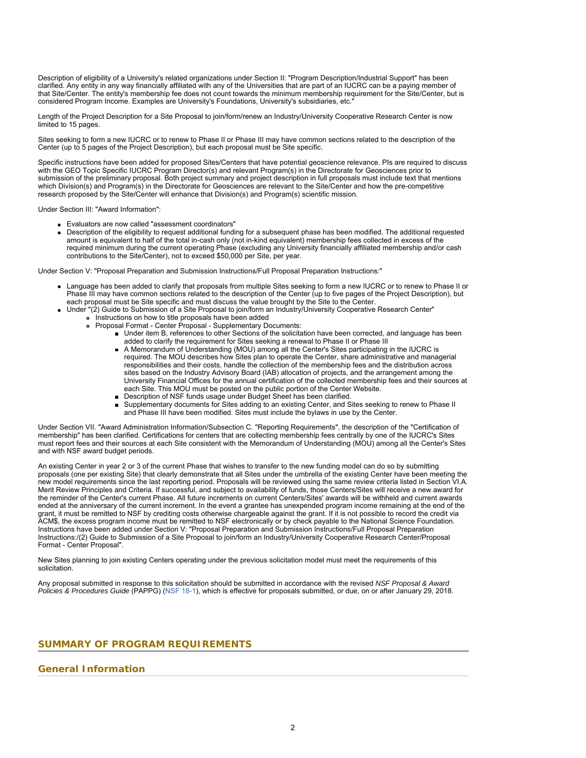Description of eligibility of a University's related organizations under Section II: "Program Description/Industrial Support" has been clarified. Any entity in any way financially affiliated with any of the Universities that are part of an IUCRC can be a paying member of that Site/Center. The entity's membership fee does not count towards the minimum membership requirement for the Site/Center, but is considered Program Income. Examples are University's Foundations, University's subsidiaries, etc."

Length of the Project Description for a Site Proposal to join/form/renew an Industry/University Cooperative Research Center is now limited to 15 pages.

Sites seeking to form a new IUCRC or to renew to Phase II or Phase III may have common sections related to the description of the Center (up to 5 pages of the Project Description), but each proposal must be Site specific.

Specific instructions have been added for proposed Sites/Centers that have potential geoscience relevance. PIs are required to discuss with the GEO Topic Specific IUCRC Program Director(s) and relevant Program(s) in the Directorate for Geosciences prior to submission of the preliminary proposal. Both project summary and project description in full proposals must include text that mentions which Division(s) and Program(s) in the Directorate for Geosciences are relevant to the Site/Center and how the pre-competitive research proposed by the Site/Center will enhance that Division(s) and Program(s) scientific mission.

Under Section III: "Award Information":

- Evaluators are now called "assessment coordinators"
- Description of the eligibility to request additional funding for a subsequent phase has been modified. The additional requested amount is equivalent to half of the total in-cash only (not in-kind equivalent) membership fees collected in excess of the required minimum during the current operating Phase (excluding any University financially affiliated membership and/or cash contributions to the Site/Center), not to exceed $50,000 per Site, per year.

Under Section V: "Proposal Preparation and Submission Instructions/Full Proposal Preparation Instructions:"

- Language has been added to clarify that proposals from multiple Sites seeking to form a new IUCRC or to renew to Phase II or Phase III may have common sections related to the description of the Center (up to five pages of the Project Description), but each proposal must be Site specific and must discuss the value brought by the Site to the Center.
- Under "(2) Guide to Submission of a Site Proposal to join/form an Industry/University Cooperative Research Center"
  - Instructions on how to title proposals have been added
  - Proposal Format - Center Proposal - Supplementary Documents:
    - Under item B, references to other Sections of the solicitation have been corrected, and language has been added to clarify the requirement for Sites seeking a renewal to Phase II or Phase III
    - A Memorandum of Understanding (MOU) among all the Center's Sites participating in the IUCRC is required. The MOU describes how Sites plan to operate the Center, share administrative and managerial responsibilities and their costs, handle the collection of the membership fees and the distribution across sites based on the Industry Advisory Board (IAB) allocation of projects, and the arrangement among the University Financial Offices for the annual certification of the collected membership fees and their sources at each Site. This MOU must be posted on the public portion of the Center Website.
    - Description of NSF funds usage under Budget Sheet has been clarified.
    - Supplementary documents for Sites adding to an existing Center, and Sites seeking to renew to Phase II and Phase III have been modified. Sites must include the bylaws in use by the Center.

Under Section VII. "Award Administration Information/Subsection C. "Reporting Requirements", the description of the "Certification of membership" has been clarified. Certifications for centers that are collecting membership fees centrally by one of the IUCRC's Sites must report fees and their sources at each Site consistent with the Memorandum of Understanding (MOU) among all the Center's Sites and with NSF award budget periods.

An existing Center in year 2 or 3 of the current Phase that wishes to transfer to the new funding model can do so by submitting proposals (one per existing Site) that clearly demonstrate that all Sites under the umbrella of the existing Center have been meeting the new model requirements since the last reporting period. Proposals will be reviewed using the same review criteria listed in Section VI.A. Merit Review Principles and Criteria. If successful, and subject to availability of funds, those Centers/Sites will receive a new award for the reminder of the Center's current Phase. All future increments on current Centers/Sites' awards will be withheld and current awards ended at the anniversary of the current increment. In the event a grantee has unexpended program income remaining at the end of the grant, it must be remitted to NSF by crediting costs otherwise chargeable against the grant. If it is not possible to record the credit via ACM$, the excess program income must be remitted to NSF electronically or by check payable to the National Science Foundation. Instructions have been added under Section V: "Proposal Preparation and Submission Instructions/Full Proposal Preparation Instructions:/(2) Guide to Submission of a Site Proposal to join/form an Industry/University Cooperative Research Center/Proposal Format - Center Proposal".

New Sites planning to join existing Centers operating under the previous solicitation model must meet the requirements of this solicitation.

Any proposal submitted in response to this solicitation should be submitted in accordance with the revised *NSF Proposal & Award Policies & Procedures Guide* (PAPPG) (NSF 18-1), which is effective for proposals submitted, or due, on or after January 29, 2018.

## SUMMARY OF PROGRAM REQUIREMENTS

### General Information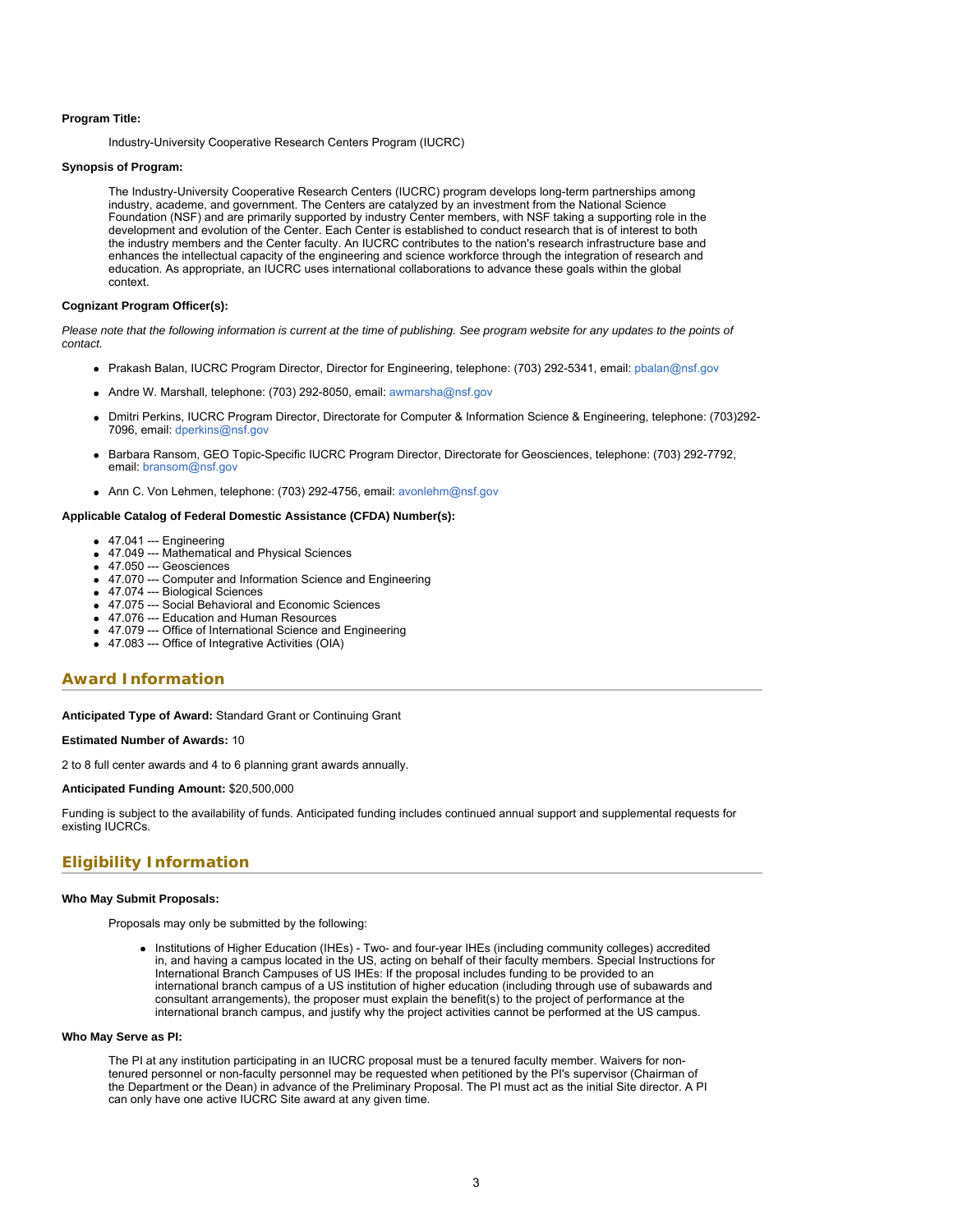**Program Title:**

Industry-University Cooperative Research Centers Program (IUCRC)

**Synopsis of Program:**

The Industry-University Cooperative Research Centers (IUCRC) program develops long-term partnerships among industry, academe, and government. The Centers are catalyzed by an investment from the National Science Foundation (NSF) and are primarily supported by industry Center members, with NSF taking a supporting role in the development and evolution of the Center. Each Center is established to conduct research that is of interest to both the industry members and the Center faculty. An IUCRC contributes to the nation's research infrastructure base and enhances the intellectual capacity of the engineering and science workforce through the integration of research and education. As appropriate, an IUCRC uses international collaborations to advance these goals within the global context.

**Cognizant Program Officer(s):**

*Please note that the following information is current at the time of publishing. See program website for any updates to the points of contact.*

- Prakash Balan, IUCRC Program Director, Director for Engineering, telephone: (703) 292-5341, email: pbalan@nsf.gov
- Andre W. Marshall, telephone: (703) 292-8050, email: awmarsha@nsf.gov
- Dmitri Perkins, IUCRC Program Director, Directorate for Computer & Information Science & Engineering, telephone: (703)292-7096, email: dperkins@nsf.gov
- Barbara Ransom, GEO Topic-Specific IUCRC Program Director, Directorate for Geosciences, telephone: (703) 292-7792, email: bransom@nsf.gov
- Ann C. Von Lehmen, telephone: (703) 292-4756, email: avonlehm@nsf.gov

**Applicable Catalog of Federal Domestic Assistance (CFDA) Number(s):**

- 47.041 --- Engineering
- 47.049 --- Mathematical and Physical Sciences
- 47.050 --- Geosciences
- 47.070 --- Computer and Information Science and Engineering
- 47.074 --- Biological Sciences
- 47.075 --- Social Behavioral and Economic Sciences
- 47.076 --- Education and Human Resources
- 47.079 --- Office of International Science and Engineering
- 47.083 --- Office of Integrative Activities (OIA)

## Award Information

**Anticipated Type of Award:** Standard Grant or Continuing Grant

**Estimated Number of Awards:** 10

2 to 8 full center awards and 4 to 6 planning grant awards annually.

**Anticipated Funding Amount:** $20,500,000

Funding is subject to the availability of funds. Anticipated funding includes continued annual support and supplemental requests for existing IUCRCs.

## Eligibility Information

**Who May Submit Proposals:**

Proposals may only be submitted by the following:

- Institutions of Higher Education (IHEs) - Two- and four-year IHEs (including community colleges) accredited in, and having a campus located in the US, acting on behalf of their faculty members. Special Instructions for International Branch Campuses of US IHEs: If the proposal includes funding to be provided to an international branch campus of a US institution of higher education (including through use of subawards and consultant arrangements), the proposer must explain the benefit(s) to the project of performance at the international branch campus, and justify why the project activities cannot be performed at the US campus.

**Who May Serve as PI:**

The PI at any institution participating in an IUCRC proposal must be a tenured faculty member. Waivers for non-tenured personnel or non-faculty personnel may be requested when petitioned by the PI's supervisor (Chairman of the Department or the Dean) in advance of the Preliminary Proposal. The PI must act as the initial Site director. A PI can only have one active IUCRC Site award at any given time.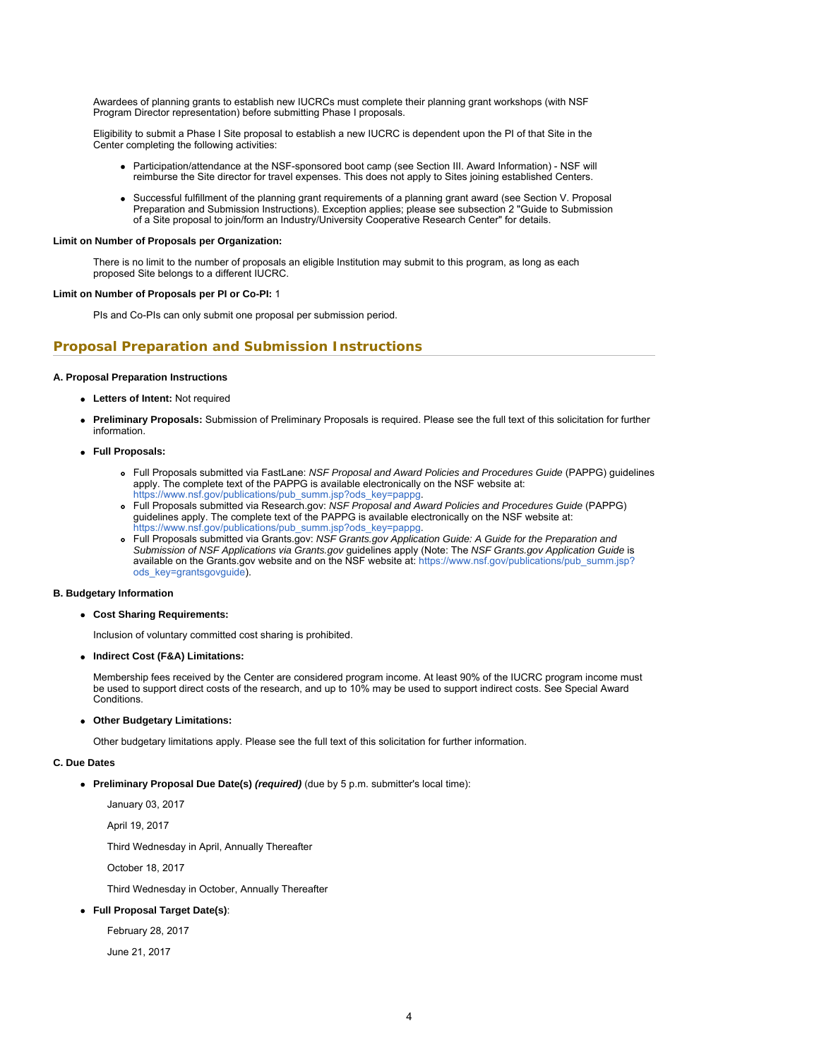Awardees of planning grants to establish new IUCRCs must complete their planning grant workshops (with NSF Program Director representation) before submitting Phase I proposals.

Eligibility to submit a Phase I Site proposal to establish a new IUCRC is dependent upon the PI of that Site in the Center completing the following activities:

- Participation/attendance at the NSF-sponsored boot camp (see Section III. Award Information) - NSF will reimburse the Site director for travel expenses. This does not apply to Sites joining established Centers.
- Successful fulfillment of the planning grant requirements of a planning grant award (see Section V. Proposal Preparation and Submission Instructions). Exception applies; please see subsection 2 "Guide to Submission of a Site proposal to join/form an Industry/University Cooperative Research Center" for details.

**Limit on Number of Proposals per Organization:**

There is no limit to the number of proposals an eligible Institution may submit to this program, as long as each proposed Site belongs to a different IUCRC.

**Limit on Number of Proposals per PI or Co-PI:** 1

PIs and Co-PIs can only submit one proposal per submission period.

## Proposal Preparation and Submission Instructions

**A. Proposal Preparation Instructions**

- **Letters of Intent:** Not required
- **Preliminary Proposals:** Submission of Preliminary Proposals is required. Please see the full text of this solicitation for further information.
- **Full Proposals:**
  - Full Proposals submitted via FastLane: *NSF Proposal and Award Policies and Procedures Guide* (PAPPG) guidelines apply. The complete text of the PAPPG is available electronically on the NSF website at: https://www.nsf.gov/publications/pub_summ.jsp?ods_key=pappg.
  - Full Proposals submitted via Research.gov: *NSF Proposal and Award Policies and Procedures Guide* (PAPPG) guidelines apply. The complete text of the PAPPG is available electronically on the NSF website at: https://www.nsf.gov/publications/pub_summ.jsp?ods_key=pappg.
  - Full Proposals submitted via Grants.gov: *NSF Grants.gov Application Guide: A Guide for the Preparation and Submission of NSF Applications via Grants.gov* guidelines apply (Note: The *NSF Grants.gov Application Guide* is available on the Grants.gov website and on the NSF website at: https://www.nsf.gov/publications/pub_summ.jsp?ods_key=grantsgovguide).

**B. Budgetary Information**

- **Cost Sharing Requirements:**

  Inclusion of voluntary committed cost sharing is prohibited.

- **Indirect Cost (F&A) Limitations:**

  Membership fees received by the Center are considered program income. At least 90% of the IUCRC program income must be used to support direct costs of the research, and up to 10% may be used to support indirect costs. See Special Award Conditions.

- **Other Budgetary Limitations:**

  Other budgetary limitations apply. Please see the full text of this solicitation for further information.

**C. Due Dates**

- **Preliminary Proposal Due Date(s)** ***(required)*** (due by 5 p.m. submitter's local time):

  January 03, 2017

  April 19, 2017

  Third Wednesday in April, Annually Thereafter

  October 18, 2017

  Third Wednesday in October, Annually Thereafter

- **Full Proposal Target Date(s)**:

  February 28, 2017

  June 21, 2017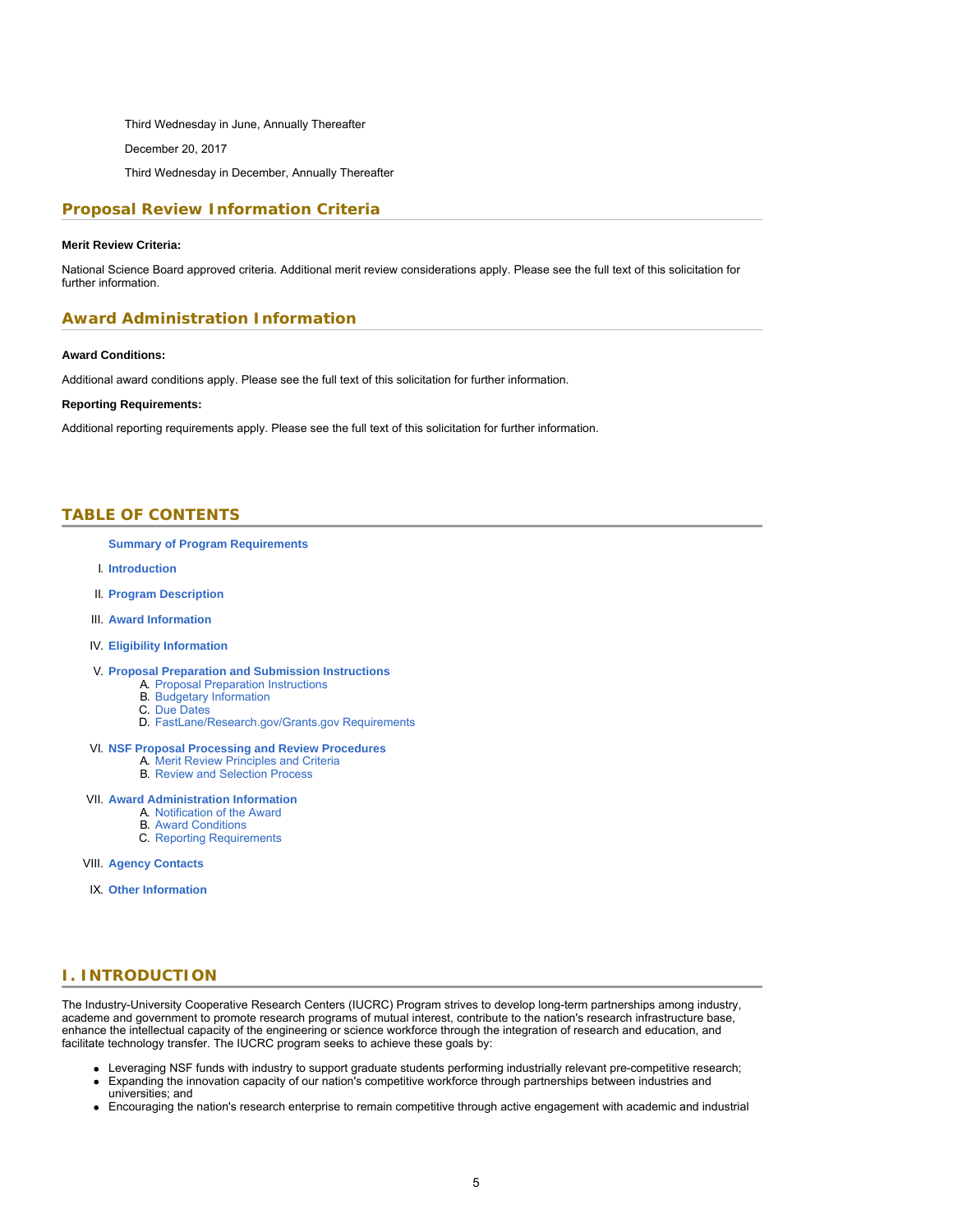Third Wednesday in June, Annually Thereafter

December 20, 2017

Third Wednesday in December, Annually Thereafter

## Proposal Review Information Criteria

**Merit Review Criteria:**

National Science Board approved criteria. Additional merit review considerations apply. Please see the full text of this solicitation for further information.

## Award Administration Information

**Award Conditions:**

Additional award conditions apply. Please see the full text of this solicitation for further information.

**Reporting Requirements:**

Additional reporting requirements apply. Please see the full text of this solicitation for further information.

## TABLE OF CONTENTS

**Summary of Program Requirements**

I. **Introduction**

II. **Program Description**

III. **Award Information**

IV. **Eligibility Information**

V. **Proposal Preparation and Submission Instructions**
   - A. Proposal Preparation Instructions
   - B. Budgetary Information
   - C. Due Dates
   - D. FastLane/Research.gov/Grants.gov Requirements

VI. **NSF Proposal Processing and Review Procedures**
   - A. Merit Review Principles and Criteria
   - B. Review and Selection Process

VII. **Award Administration Information**
   - A. Notification of the Award
   - B. Award Conditions
   - C. Reporting Requirements

VIII. **Agency Contacts**

IX. **Other Information**

## I. INTRODUCTION

The Industry-University Cooperative Research Centers (IUCRC) Program strives to develop long-term partnerships among industry, academe and government to promote research programs of mutual interest, contribute to the nation's research infrastructure base, enhance the intellectual capacity of the engineering or science workforce through the integration of research and education, and facilitate technology transfer. The IUCRC program seeks to achieve these goals by:

- Leveraging NSF funds with industry to support graduate students performing industrially relevant pre-competitive research;
- Expanding the innovation capacity of our nation's competitive workforce through partnerships between industries and universities; and
- Encouraging the nation's research enterprise to remain competitive through active engagement with academic and industrial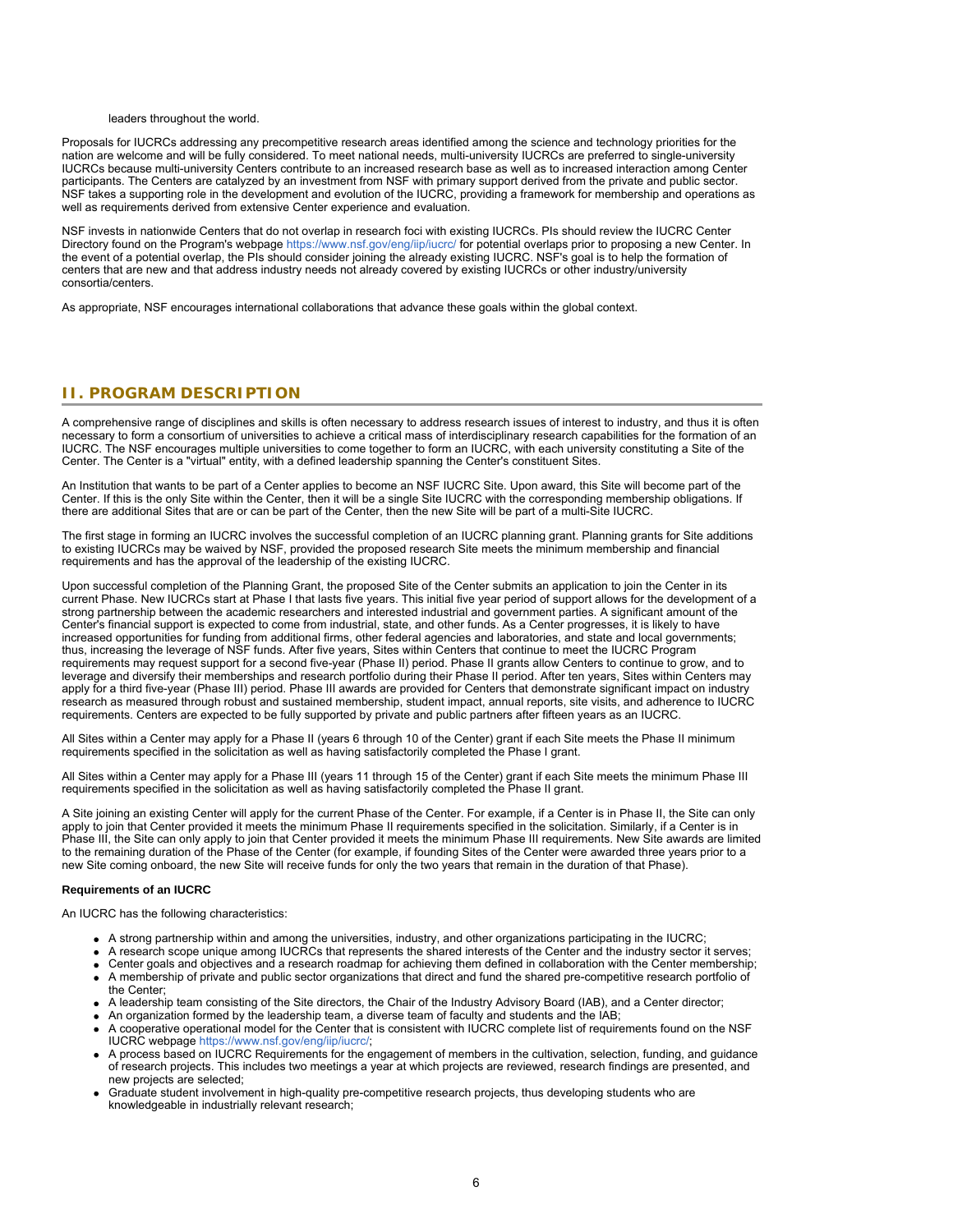leaders throughout the world.

Proposals for IUCRCs addressing any precompetitive research areas identified among the science and technology priorities for the nation are welcome and will be fully considered. To meet national needs, multi-university IUCRCs are preferred to single-university IUCRCs because multi-university Centers contribute to an increased research base as well as to increased interaction among Center participants. The Centers are catalyzed by an investment from NSF with primary support derived from the private and public sector. NSF takes a supporting role in the development and evolution of the IUCRC, providing a framework for membership and operations as well as requirements derived from extensive Center experience and evaluation.

NSF invests in nationwide Centers that do not overlap in research foci with existing IUCRCs. PIs should review the IUCRC Center Directory found on the Program's webpage https://www.nsf.gov/eng/iip/iucrc/ for potential overlaps prior to proposing a new Center. In the event of a potential overlap, the PIs should consider joining the already existing IUCRC. NSF's goal is to help the formation of centers that are new and that address industry needs not already covered by existing IUCRCs or other industry/university consortia/centers.

As appropriate, NSF encourages international collaborations that advance these goals within the global context.

## II. PROGRAM DESCRIPTION

A comprehensive range of disciplines and skills is often necessary to address research issues of interest to industry, and thus it is often necessary to form a consortium of universities to achieve a critical mass of interdisciplinary research capabilities for the formation of an IUCRC. The NSF encourages multiple universities to come together to form an IUCRC, with each university constituting a Site of the Center. The Center is a "virtual" entity, with a defined leadership spanning the Center's constituent Sites.

An Institution that wants to be part of a Center applies to become an NSF IUCRC Site. Upon award, this Site will become part of the Center. If this is the only Site within the Center, then it will be a single Site IUCRC with the corresponding membership obligations. If there are additional Sites that are or can be part of the Center, then the new Site will be part of a multi-Site IUCRC.

The first stage in forming an IUCRC involves the successful completion of an IUCRC planning grant. Planning grants for Site additions to existing IUCRCs may be waived by NSF, provided the proposed research Site meets the minimum membership and financial requirements and has the approval of the leadership of the existing IUCRC.

Upon successful completion of the Planning Grant, the proposed Site of the Center submits an application to join the Center in its current Phase. New IUCRCs start at Phase I that lasts five years. This initial five year period of support allows for the development of a strong partnership between the academic researchers and interested industrial and government parties. A significant amount of the Center's financial support is expected to come from industrial, state, and other funds. As a Center progresses, it is likely to have increased opportunities for funding from additional firms, other federal agencies and laboratories, and state and local governments; thus, increasing the leverage of NSF funds. After five years, Sites within Centers that continue to meet the IUCRC Program requirements may request support for a second five-year (Phase II) period. Phase II grants allow Centers to continue to grow, and to leverage and diversify their memberships and research portfolio during their Phase II period. After ten years, Sites within Centers may apply for a third five-year (Phase III) period. Phase III awards are provided for Centers that demonstrate significant impact on industry research as measured through robust and sustained membership, student impact, annual reports, site visits, and adherence to IUCRC requirements. Centers are expected to be fully supported by private and public partners after fifteen years as an IUCRC.

All Sites within a Center may apply for a Phase II (years 6 through 10 of the Center) grant if each Site meets the Phase II minimum requirements specified in the solicitation as well as having satisfactorily completed the Phase I grant.

All Sites within a Center may apply for a Phase III (years 11 through 15 of the Center) grant if each Site meets the minimum Phase III requirements specified in the solicitation as well as having satisfactorily completed the Phase II grant.

A Site joining an existing Center will apply for the current Phase of the Center. For example, if a Center is in Phase II, the Site can only apply to join that Center provided it meets the minimum Phase II requirements specified in the solicitation. Similarly, if a Center is in Phase III, the Site can only apply to join that Center provided it meets the minimum Phase III requirements. New Site awards are limited to the remaining duration of the Phase of the Center (for example, if founding Sites of the Center were awarded three years prior to a new Site coming onboard, the new Site will receive funds for only the two years that remain in the duration of that Phase).

**Requirements of an IUCRC**

An IUCRC has the following characteristics:

- A strong partnership within and among the universities, industry, and other organizations participating in the IUCRC;
- A research scope unique among IUCRCs that represents the shared interests of the Center and the industry sector it serves;
- Center goals and objectives and a research roadmap for achieving them defined in collaboration with the Center membership;
- A membership of private and public sector organizations that direct and fund the shared pre-competitive research portfolio of the Center;
- A leadership team consisting of the Site directors, the Chair of the Industry Advisory Board (IAB), and a Center director;
- An organization formed by the leadership team, a diverse team of faculty and students and the IAB;
- A cooperative operational model for the Center that is consistent with IUCRC complete list of requirements found on the NSF IUCRC webpage https://www.nsf.gov/eng/iip/iucrc/;
- A process based on IUCRC Requirements for the engagement of members in the cultivation, selection, funding, and guidance of research projects. This includes two meetings a year at which projects are reviewed, research findings are presented, and new projects are selected;
- Graduate student involvement in high-quality pre-competitive research projects, thus developing students who are knowledgeable in industrially relevant research;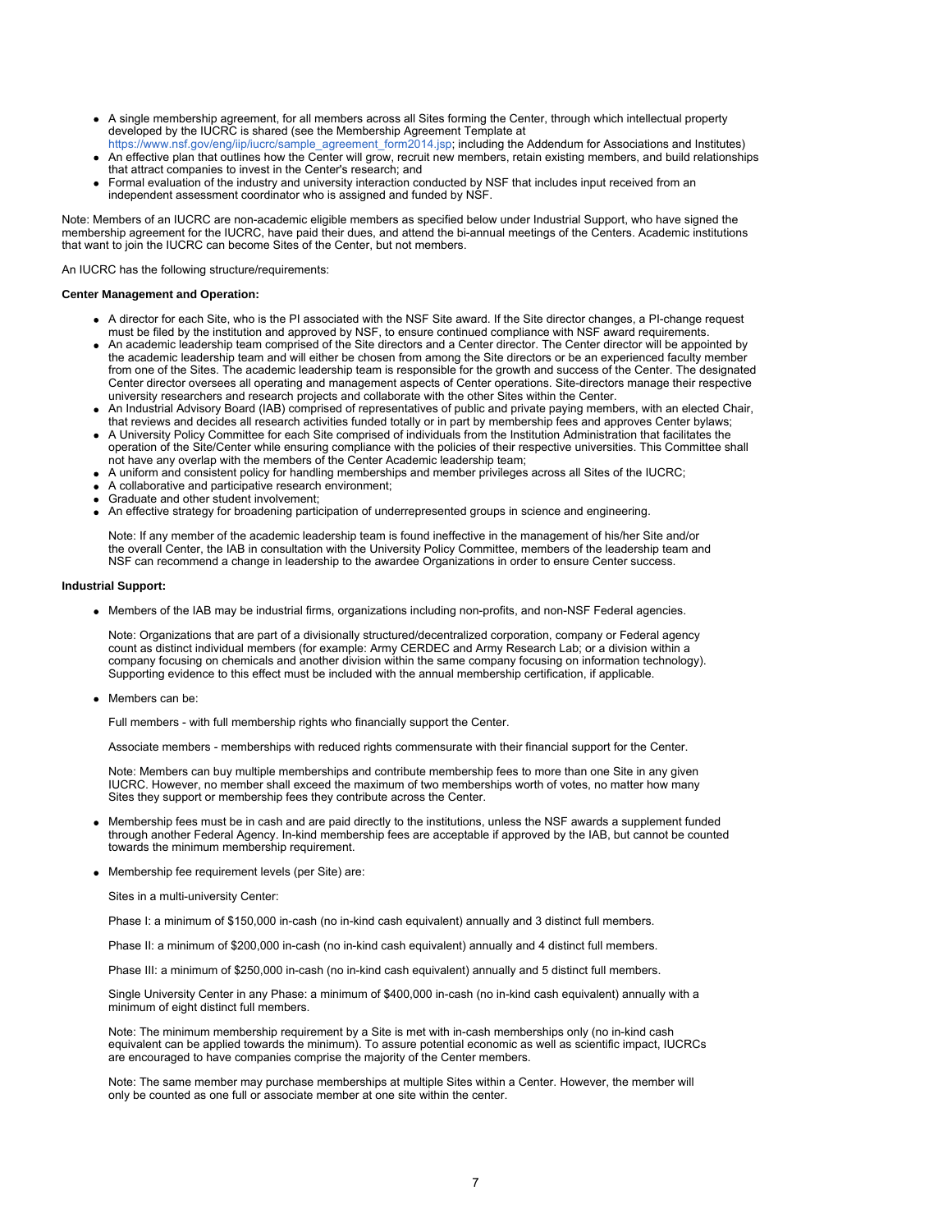- A single membership agreement, for all members across all Sites forming the Center, through which intellectual property developed by the IUCRC is shared (see the Membership Agreement Template at https://www.nsf.gov/eng/iip/iucrc/sample_agreement_form2014.jsp; including the Addendum for Associations and Institutes)
- An effective plan that outlines how the Center will grow, recruit new members, retain existing members, and build relationships that attract companies to invest in the Center's research; and
- Formal evaluation of the industry and university interaction conducted by NSF that includes input received from an independent assessment coordinator who is assigned and funded by NSF.

Note: Members of an IUCRC are non-academic eligible members as specified below under Industrial Support, who have signed the membership agreement for the IUCRC, have paid their dues, and attend the bi-annual meetings of the Centers. Academic institutions that want to join the IUCRC can become Sites of the Center, but not members.

An IUCRC has the following structure/requirements:

**Center Management and Operation:**

- A director for each Site, who is the PI associated with the NSF Site award. If the Site director changes, a PI-change request must be filed by the institution and approved by NSF, to ensure continued compliance with NSF award requirements.
- An academic leadership team comprised of the Site directors and a Center director. The Center director will be appointed by the academic leadership team and will either be chosen from among the Site directors or be an experienced faculty member from one of the Sites. The academic leadership team is responsible for the growth and success of the Center. The designated Center director oversees all operating and management aspects of Center operations. Site-directors manage their respective university researchers and research projects and collaborate with the other Sites within the Center.
- An Industrial Advisory Board (IAB) comprised of representatives of public and private paying members, with an elected Chair, that reviews and decides all research activities funded totally or in part by membership fees and approves Center bylaws;
- A University Policy Committee for each Site comprised of individuals from the Institution Administration that facilitates the operation of the Site/Center while ensuring compliance with the policies of their respective universities. This Committee shall not have any overlap with the members of the Center Academic leadership team;
- A uniform and consistent policy for handling memberships and member privileges across all Sites of the IUCRC;
- A collaborative and participative research environment;
- Graduate and other student involvement;
- An effective strategy for broadening participation of underrepresented groups in science and engineering.

  Note: If any member of the academic leadership team is found ineffective in the management of his/her Site and/or the overall Center, the IAB in consultation with the University Policy Committee, members of the leadership team and NSF can recommend a change in leadership to the awardee Organizations in order to ensure Center success.

**Industrial Support:**

- Members of the IAB may be industrial firms, organizations including non-profits, and non-NSF Federal agencies.

  Note: Organizations that are part of a divisionally structured/decentralized corporation, company or Federal agency count as distinct individual members (for example: Army CERDEC and Army Research Lab; or a division within a company focusing on chemicals and another division within the same company focusing on information technology). Supporting evidence to this effect must be included with the annual membership certification, if applicable.

- Members can be:

  Full members - with full membership rights who financially support the Center.

  Associate members - memberships with reduced rights commensurate with their financial support for the Center.

  Note: Members can buy multiple memberships and contribute membership fees to more than one Site in any given IUCRC. However, no member shall exceed the maximum of two memberships worth of votes, no matter how many Sites they support or membership fees they contribute across the Center.

- Membership fees must be in cash and are paid directly to the institutions, unless the NSF awards a supplement funded through another Federal Agency. In-kind membership fees are acceptable if approved by the IAB, but cannot be counted towards the minimum membership requirement.

- Membership fee requirement levels (per Site) are:

  Sites in a multi-university Center:

  Phase I: a minimum of $150,000 in-cash (no in-kind cash equivalent) annually and 3 distinct full members.

  Phase II: a minimum of $200,000 in-cash (no in-kind cash equivalent) annually and 4 distinct full members.

  Phase III: a minimum of $250,000 in-cash (no in-kind cash equivalent) annually and 5 distinct full members.

  Single University Center in any Phase: a minimum of $400,000 in-cash (no in-kind cash equivalent) annually with a minimum of eight distinct full members.

  Note: The minimum membership requirement by a Site is met with in-cash memberships only (no in-kind cash equivalent can be applied towards the minimum). To assure potential economic as well as scientific impact, IUCRCs are encouraged to have companies comprise the majority of the Center members.

  Note: The same member may purchase memberships at multiple Sites within a Center. However, the member will only be counted as one full or associate member at one site within the center.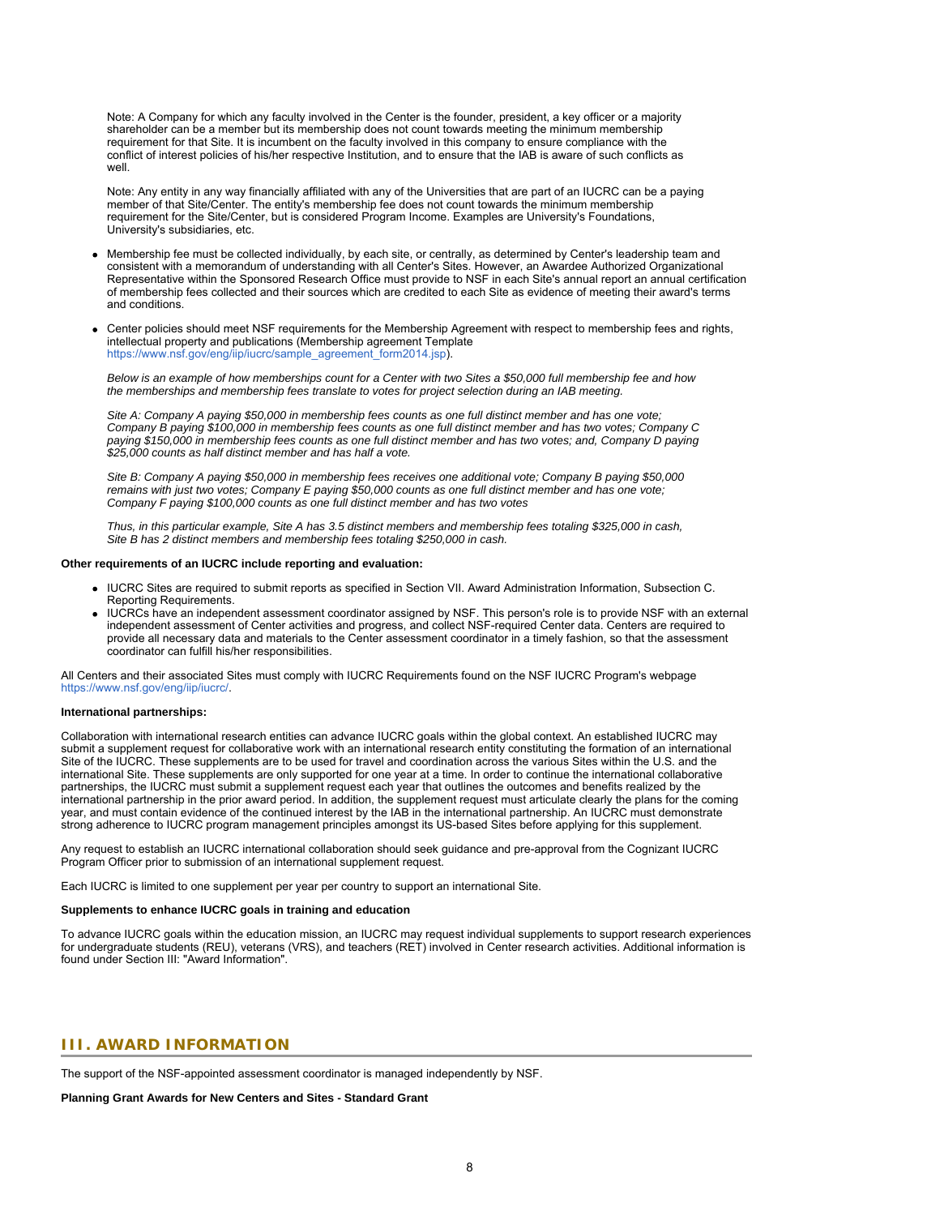Note: A Company for which any faculty involved in the Center is the founder, president, a key officer or a majority shareholder can be a member but its membership does not count towards meeting the minimum membership requirement for that Site. It is incumbent on the faculty involved in this company to ensure compliance with the conflict of interest policies of his/her respective Institution, and to ensure that the IAB is aware of such conflicts as well.

Note: Any entity in any way financially affiliated with any of the Universities that are part of an IUCRC can be a paying member of that Site/Center. The entity's membership fee does not count towards the minimum membership requirement for the Site/Center, but is considered Program Income. Examples are University's Foundations, University's subsidiaries, etc.

- Membership fee must be collected individually, by each site, or centrally, as determined by Center's leadership team and consistent with a memorandum of understanding with all Center's Sites. However, an Awardee Authorized Organizational Representative within the Sponsored Research Office must provide to NSF in each Site's annual report an annual certification of membership fees collected and their sources which are credited to each Site as evidence of meeting their award's terms and conditions.
- Center policies should meet NSF requirements for the Membership Agreement with respect to membership fees and rights, intellectual property and publications (Membership agreement Template https://www.nsf.gov/eng/iip/iucrc/sample_agreement_form2014.jsp).

*Below is an example of how memberships count for a Center with two Sites a $50,000 full membership fee and how the memberships and membership fees translate to votes for project selection during an IAB meeting.*

*Site A: Company A paying $50,000 in membership fees counts as one full distinct member and has one vote; Company B paying $100,000 in membership fees counts as one full distinct member and has two votes; Company C paying $150,000 in membership fees counts as one full distinct member and has two votes; and, Company D paying $25,000 counts as half distinct member and has half a vote.*

*Site B: Company A paying $50,000 in membership fees receives one additional vote; Company B paying $50,000 remains with just two votes; Company E paying $50,000 counts as one full distinct member and has one vote; Company F paying $100,000 counts as one full distinct member and has two votes*

*Thus, in this particular example, Site A has 3.5 distinct members and membership fees totaling $325,000 in cash, Site B has 2 distinct members and membership fees totaling $250,000 in cash.*

**Other requirements of an IUCRC include reporting and evaluation:**

- IUCRC Sites are required to submit reports as specified in Section VII. Award Administration Information, Subsection C. Reporting Requirements.
- IUCRCs have an independent assessment coordinator assigned by NSF. This person's role is to provide NSF with an external independent assessment of Center activities and progress, and collect NSF-required Center data. Centers are required to provide all necessary data and materials to the Center assessment coordinator in a timely fashion, so that the assessment coordinator can fulfill his/her responsibilities.

All Centers and their associated Sites must comply with IUCRC Requirements found on the NSF IUCRC Program's webpage https://www.nsf.gov/eng/iip/iucrc/.

**International partnerships:**

Collaboration with international research entities can advance IUCRC goals within the global context. An established IUCRC may submit a supplement request for collaborative work with an international research entity constituting the formation of an international Site of the IUCRC. These supplements are to be used for travel and coordination across the various Sites within the U.S. and the international Site. These supplements are only supported for one year at a time. In order to continue the international collaborative partnerships, the IUCRC must submit a supplement request each year that outlines the outcomes and benefits realized by the international partnership in the prior award period. In addition, the supplement request must articulate clearly the plans for the coming year, and must contain evidence of the continued interest by the IAB in the international partnership. An IUCRC must demonstrate strong adherence to IUCRC program management principles amongst its US-based Sites before applying for this supplement.

Any request to establish an IUCRC international collaboration should seek guidance and pre-approval from the Cognizant IUCRC Program Officer prior to submission of an international supplement request.

Each IUCRC is limited to one supplement per year per country to support an international Site.

**Supplements to enhance IUCRC goals in training and education**

To advance IUCRC goals within the education mission, an IUCRC may request individual supplements to support research experiences for undergraduate students (REU), veterans (VRS), and teachers (RET) involved in Center research activities. Additional information is found under Section III: "Award Information".

## III. AWARD INFORMATION

The support of the NSF-appointed assessment coordinator is managed independently by NSF.

**Planning Grant Awards for New Centers and Sites - Standard Grant**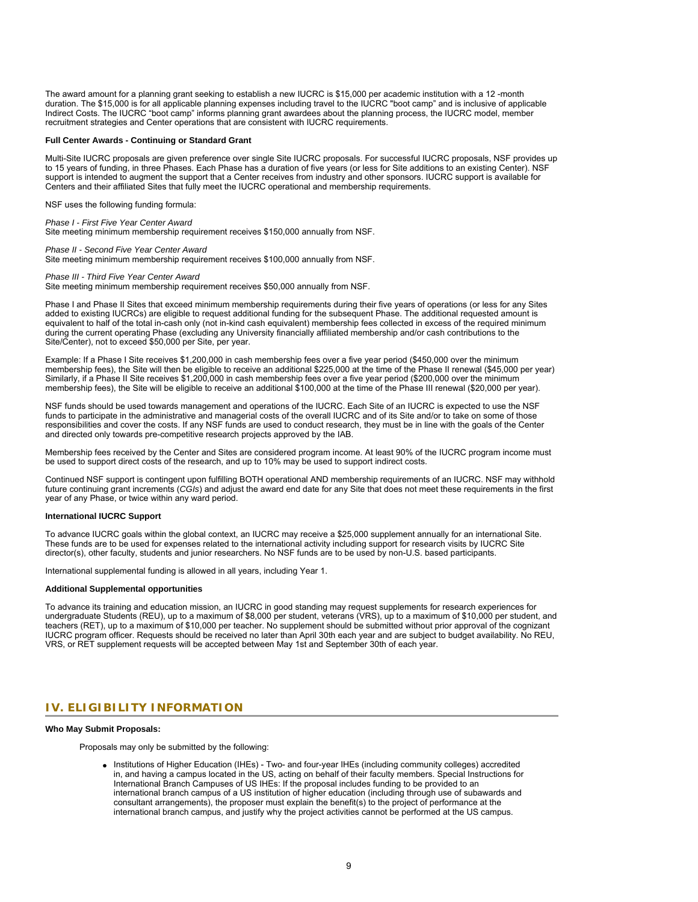The award amount for a planning grant seeking to establish a new IUCRC is $15,000 per academic institution with a 12 -month duration. The $15,000 is for all applicable planning expenses including travel to the IUCRC "boot camp" and is inclusive of applicable Indirect Costs. The IUCRC "boot camp" informs planning grant awardees about the planning process, the IUCRC model, member recruitment strategies and Center operations that are consistent with IUCRC requirements.

**Full Center Awards - Continuing or Standard Grant**

Multi-Site IUCRC proposals are given preference over single Site IUCRC proposals. For successful IUCRC proposals, NSF provides up to 15 years of funding, in three Phases. Each Phase has a duration of five years (or less for Site additions to an existing Center). NSF support is intended to augment the support that a Center receives from industry and other sponsors. IUCRC support is available for Centers and their affiliated Sites that fully meet the IUCRC operational and membership requirements.

NSF uses the following funding formula:

*Phase I - First Five Year Center Award*
Site meeting minimum membership requirement receives $150,000 annually from NSF.

*Phase II - Second Five Year Center Award*
Site meeting minimum membership requirement receives $100,000 annually from NSF.

*Phase III - Third Five Year Center Award*
Site meeting minimum membership requirement receives $50,000 annually from NSF.

Phase I and Phase II Sites that exceed minimum membership requirements during their five years of operations (or less for any Sites added to existing IUCRCs) are eligible to request additional funding for the subsequent Phase. The additional requested amount is equivalent to half of the total in-cash only (not in-kind cash equivalent) membership fees collected in excess of the required minimum during the current operating Phase (excluding any University financially affiliated membership and/or cash contributions to the Site/Center), not to exceed $50,000 per Site, per year.

Example: If a Phase I Site receives $1,200,000 in cash membership fees over a five year period ($450,000 over the minimum membership fees), the Site will then be eligible to receive an additional $225,000 at the time of the Phase II renewal ($45,000 per year) Similarly, if a Phase II Site receives $1,200,000 in cash membership fees over a five year period ($200,000 over the minimum membership fees), the Site will be eligible to receive an additional $100,000 at the time of the Phase III renewal ($20,000 per year).

NSF funds should be used towards management and operations of the IUCRC. Each Site of an IUCRC is expected to use the NSF funds to participate in the administrative and managerial costs of the overall IUCRC and of its Site and/or to take on some of those responsibilities and cover the costs. If any NSF funds are used to conduct research, they must be in line with the goals of the Center and directed only towards pre-competitive research projects approved by the IAB.

Membership fees received by the Center and Sites are considered program income. At least 90% of the IUCRC program income must be used to support direct costs of the research, and up to 10% may be used to support indirect costs.

Continued NSF support is contingent upon fulfilling BOTH operational AND membership requirements of an IUCRC. NSF may withhold future continuing grant increments (*CGIs*) and adjust the award end date for any Site that does not meet these requirements in the first year of any Phase, or twice within any ward period.

**International IUCRC Support**

To advance IUCRC goals within the global context, an IUCRC may receive a $25,000 supplement annually for an international Site. These funds are to be used for expenses related to the international activity including support for research visits by IUCRC Site director(s), other faculty, students and junior researchers. No NSF funds are to be used by non-U.S. based participants.

International supplemental funding is allowed in all years, including Year 1.

**Additional Supplemental opportunities**

To advance its training and education mission, an IUCRC in good standing may request supplements for research experiences for undergraduate Students (REU), up to a maximum of $8,000 per student, veterans (VRS), up to a maximum of $10,000 per student, and teachers (RET), up to a maximum of $10,000 per teacher. No supplement should be submitted without prior approval of the cognizant IUCRC program officer. Requests should be received no later than April 30th each year and are subject to budget availability. No REU, VRS, or RET supplement requests will be accepted between May 1st and September 30th of each year.

## IV. ELIGIBILITY INFORMATION

**Who May Submit Proposals:**

Proposals may only be submitted by the following:

- Institutions of Higher Education (IHEs) - Two- and four-year IHEs (including community colleges) accredited in, and having a campus located in the US, acting on behalf of their faculty members. Special Instructions for International Branch Campuses of US IHEs: If the proposal includes funding to be provided to an international branch campus of a US institution of higher education (including through use of subawards and consultant arrangements), the proposer must explain the benefit(s) to the project of performance at the international branch campus, and justify why the project activities cannot be performed at the US campus.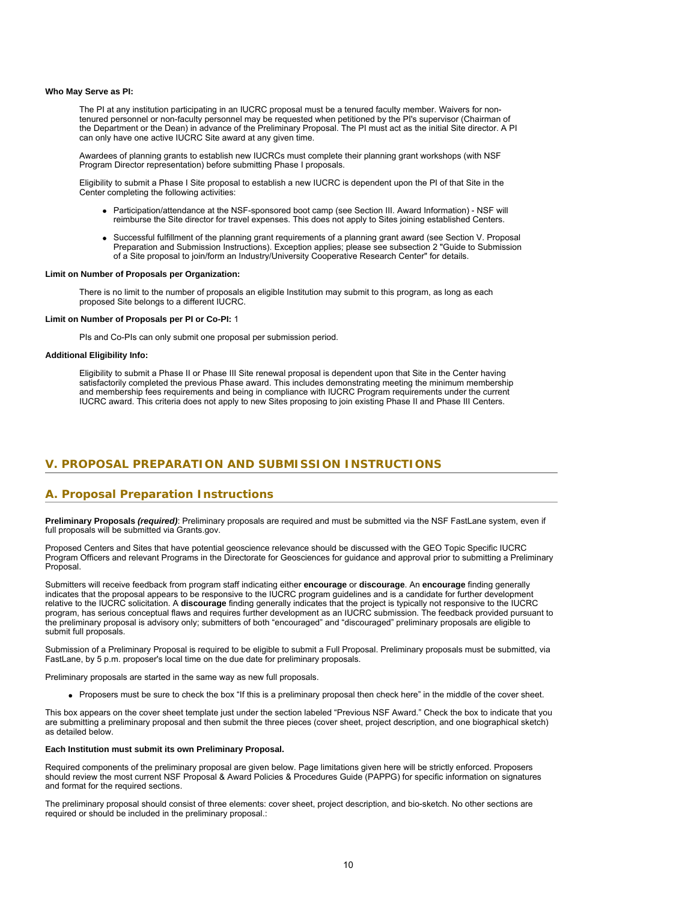**Who May Serve as PI:**

The PI at any institution participating in an IUCRC proposal must be a tenured faculty member. Waivers for non-tenured personnel or non-faculty personnel may be requested when petitioned by the PI's supervisor (Chairman of the Department or the Dean) in advance of the Preliminary Proposal. The PI must act as the initial Site director. A PI can only have one active IUCRC Site award at any given time.

Awardees of planning grants to establish new IUCRCs must complete their planning grant workshops (with NSF Program Director representation) before submitting Phase I proposals.

Eligibility to submit a Phase I Site proposal to establish a new IUCRC is dependent upon the PI of that Site in the Center completing the following activities:

- Participation/attendance at the NSF-sponsored boot camp (see Section III. Award Information) - NSF will reimburse the Site director for travel expenses. This does not apply to Sites joining established Centers.
- Successful fulfillment of the planning grant requirements of a planning grant award (see Section V. Proposal Preparation and Submission Instructions). Exception applies; please see subsection 2 "Guide to Submission of a Site proposal to join/form an Industry/University Cooperative Research Center" for details.

**Limit on Number of Proposals per Organization:**

There is no limit to the number of proposals an eligible Institution may submit to this program, as long as each proposed Site belongs to a different IUCRC.

**Limit on Number of Proposals per PI or Co-PI:** 1

PIs and Co-PIs can only submit one proposal per submission period.

**Additional Eligibility Info:**

Eligibility to submit a Phase II or Phase III Site renewal proposal is dependent upon that Site in the Center having satisfactorily completed the previous Phase award. This includes demonstrating meeting the minimum membership and membership fees requirements and being in compliance with IUCRC Program requirements under the current IUCRC award. This criteria does not apply to new Sites proposing to join existing Phase II and Phase III Centers.

## V. PROPOSAL PREPARATION AND SUBMISSION INSTRUCTIONS

### A. Proposal Preparation Instructions

**Preliminary Proposals *(required)***: Preliminary proposals are required and must be submitted via the NSF FastLane system, even if full proposals will be submitted via Grants.gov.

Proposed Centers and Sites that have potential geoscience relevance should be discussed with the GEO Topic Specific IUCRC Program Officers and relevant Programs in the Directorate for Geosciences for guidance and approval prior to submitting a Preliminary Proposal.

Submitters will receive feedback from program staff indicating either **encourage** or **discourage**. An **encourage** finding generally indicates that the proposal appears to be responsive to the IUCRC program guidelines and is a candidate for further development relative to the IUCRC solicitation. A **discourage** finding generally indicates that the project is typically not responsive to the IUCRC program, has serious conceptual flaws and requires further development as an IUCRC submission. The feedback provided pursuant to the preliminary proposal is advisory only; submitters of both "encouraged" and "discouraged" preliminary proposals are eligible to submit full proposals.

Submission of a Preliminary Proposal is required to be eligible to submit a Full Proposal. Preliminary proposals must be submitted, via FastLane, by 5 p.m. proposer's local time on the due date for preliminary proposals.

Preliminary proposals are started in the same way as new full proposals.

- Proposers must be sure to check the box "If this is a preliminary proposal then check here" in the middle of the cover sheet.

This box appears on the cover sheet template just under the section labeled "Previous NSF Award." Check the box to indicate that you are submitting a preliminary proposal and then submit the three pieces (cover sheet, project description, and one biographical sketch) as detailed below.

**Each Institution must submit its own Preliminary Proposal.**

Required components of the preliminary proposal are given below. Page limitations given here will be strictly enforced. Proposers should review the most current NSF Proposal & Award Policies & Procedures Guide (PAPPG) for specific information on signatures and format for the required sections.

The preliminary proposal should consist of three elements: cover sheet, project description, and bio-sketch. No other sections are required or should be included in the preliminary proposal.: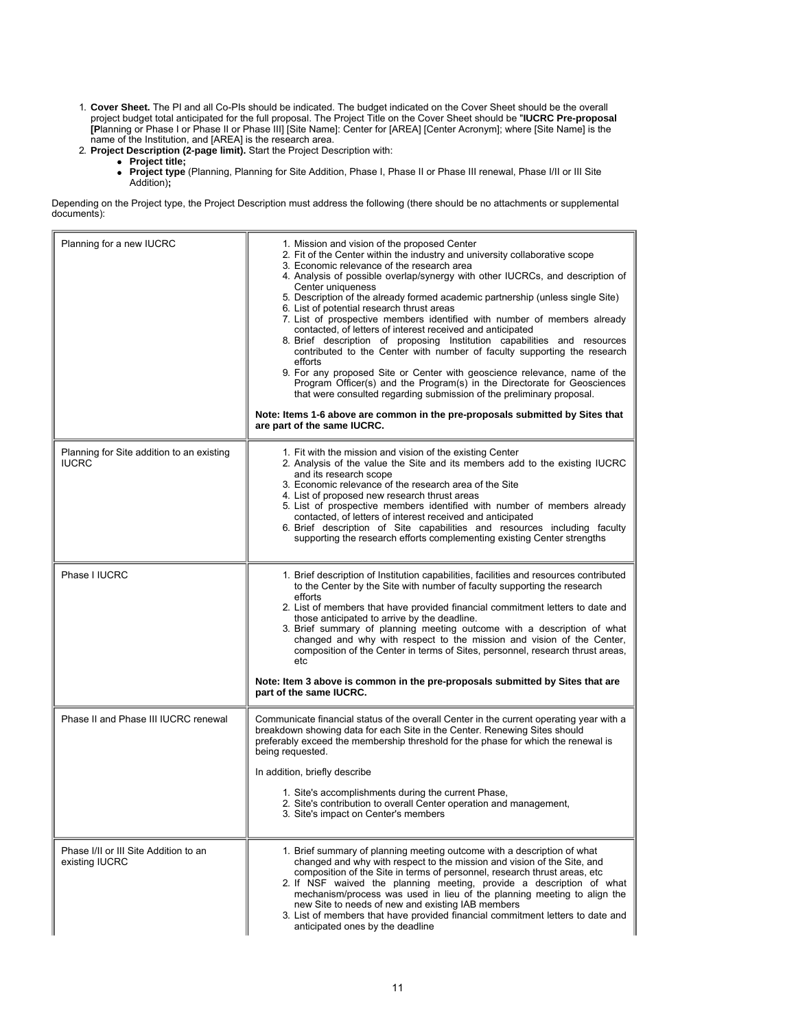1. **Cover Sheet.** The PI and all Co-PIs should be indicated. The budget indicated on the Cover Sheet should be the overall project budget total anticipated for the full proposal. The Project Title on the Cover Sheet should be "**IUCRC Pre-proposal [P**lanning or Phase I or Phase II or Phase III] [Site Name]: Center for [AREA] [Center Acronym]; where [Site Name] is the name of the Institution, and [AREA] is the research area.
2. **Project Description (2-page limit).** Start the Project Description with:
   - **Project title;**
   - **Project type** (Planning, Planning for Site Addition, Phase I, Phase II or Phase III renewal, Phase I/II or III Site Addition)**;**

Depending on the Project type, the Project Description must address the following (there should be no attachments or supplemental documents):

| | |
|---|---|
| Planning for a new IUCRC | 1. Mission and vision of the proposed Center<br>2. Fit of the Center within the industry and university collaborative scope<br>3. Economic relevance of the research area<br>4. Analysis of possible overlap/synergy with other IUCRCs, and description of Center uniqueness<br>5. Description of the already formed academic partnership (unless single Site)<br>6. List of potential research thrust areas<br>7. List of prospective members identified with number of members already contacted, of letters of interest received and anticipated<br>8. Brief description of proposing Institution capabilities and resources contributed to the Center with number of faculty supporting the research efforts<br>9. For any proposed Site or Center with geoscience relevance, name of the Program Officer(s) and the Program(s) in the Directorate for Geosciences that were consulted regarding submission of the preliminary proposal.<br><br>**Note: Items 1-6 above are common in the pre-proposals submitted by Sites that are part of the same IUCRC.** |
| Planning for Site addition to an existing IUCRC | 1. Fit with the mission and vision of the existing Center<br>2. Analysis of the value the Site and its members add to the existing IUCRC and its research scope<br>3. Economic relevance of the research area of the Site<br>4. List of proposed new research thrust areas<br>5. List of prospective members identified with number of members already contacted, of letters of interest received and anticipated<br>6. Brief description of Site capabilities and resources including faculty supporting the research efforts complementing existing Center strengths |
| Phase I IUCRC | 1. Brief description of Institution capabilities, facilities and resources contributed to the Center by the Site with number of faculty supporting the research efforts<br>2. List of members that have provided financial commitment letters to date and those anticipated to arrive by the deadline.<br>3. Brief summary of planning meeting outcome with a description of what changed and why with respect to the mission and vision of the Center, composition of the Center in terms of Sites, personnel, research thrust areas, etc<br><br>**Note: Item 3 above is common in the pre-proposals submitted by Sites that are part of the same IUCRC.** |
| Phase II and Phase III IUCRC renewal | Communicate financial status of the overall Center in the current operating year with a breakdown showing data for each Site in the Center. Renewing Sites should preferably exceed the membership threshold for the phase for which the renewal is being requested.<br><br>In addition, briefly describe<br><br>1. Site's accomplishments during the current Phase,<br>2. Site's contribution to overall Center operation and management,<br>3. Site's impact on Center's members |
| Phase I/II or III Site Addition to an existing IUCRC | 1. Brief summary of planning meeting outcome with a description of what changed and why with respect to the mission and vision of the Site, and composition of the Site in terms of personnel, research thrust areas, etc<br>2. If NSF waived the planning meeting, provide a description of what mechanism/process was used in lieu of the planning meeting to align the new Site to needs of new and existing IAB members<br>3. List of members that have provided financial commitment letters to date and anticipated ones by the deadline |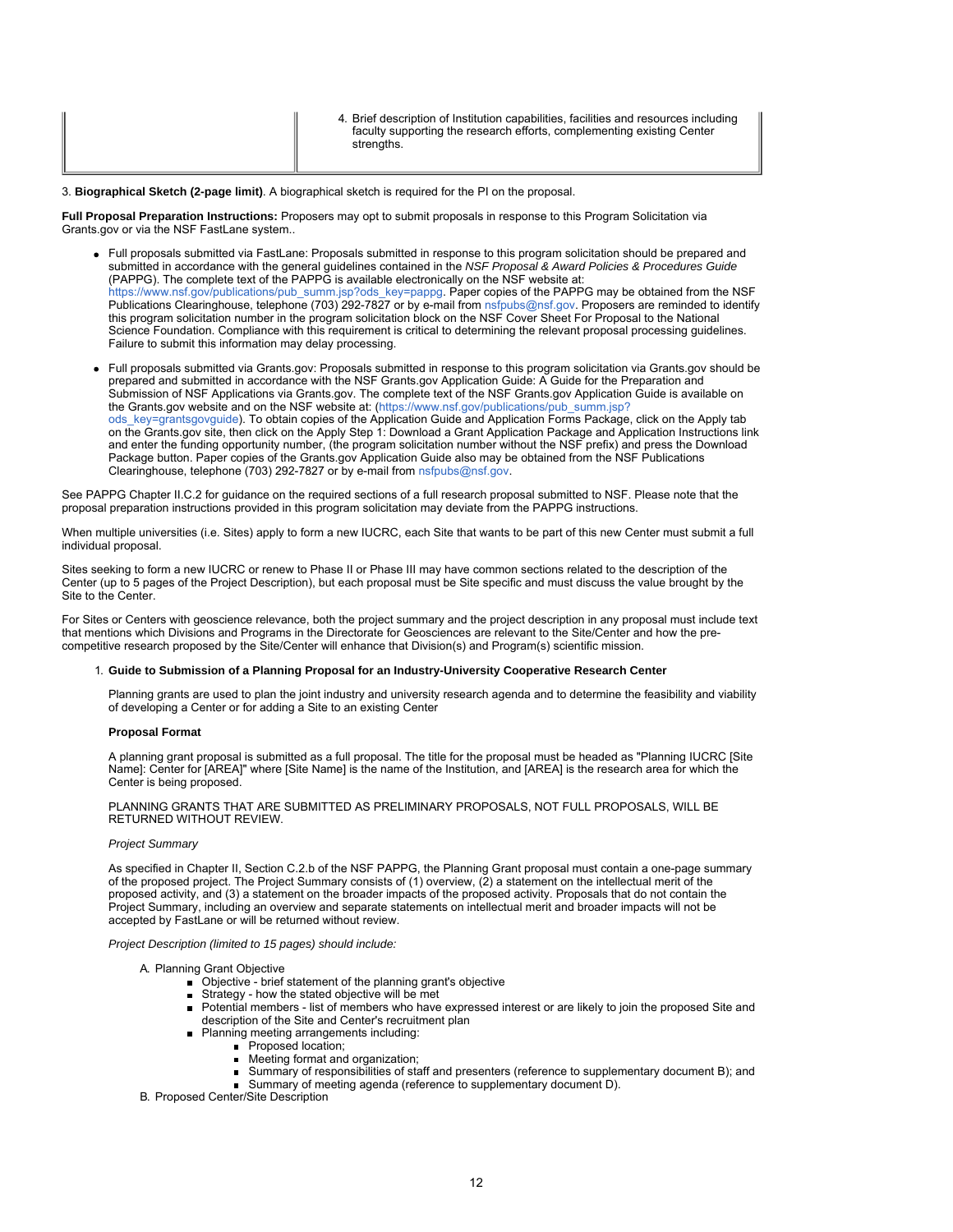| | 4. Brief description of Institution capabilities, facilities and resources including faculty supporting the research efforts, complementing existing Center strengths. |
|---|---|

3. **Biographical Sketch (2-page limit)**. A biographical sketch is required for the PI on the proposal.

**Full Proposal Preparation Instructions:** Proposers may opt to submit proposals in response to this Program Solicitation via Grants.gov or via the NSF FastLane system..

- Full proposals submitted via FastLane: Proposals submitted in response to this program solicitation should be prepared and submitted in accordance with the general guidelines contained in the *NSF Proposal & Award Policies & Procedures Guide* (PAPPG). The complete text of the PAPPG is available electronically on the NSF website at: https://www.nsf.gov/publications/pub_summ.jsp?ods_key=pappg. Paper copies of the PAPPG may be obtained from the NSF Publications Clearinghouse, telephone (703) 292-7827 or by e-mail from nsfpubs@nsf.gov. Proposers are reminded to identify this program solicitation number in the program solicitation block on the NSF Cover Sheet For Proposal to the National Science Foundation. Compliance with this requirement is critical to determining the relevant proposal processing guidelines. Failure to submit this information may delay processing.
- Full proposals submitted via Grants.gov: Proposals submitted in response to this program solicitation via Grants.gov should be prepared and submitted in accordance with the NSF Grants.gov Application Guide: A Guide for the Preparation and Submission of NSF Applications via Grants.gov. The complete text of the NSF Grants.gov Application Guide is available on the Grants.gov website and on the NSF website at: (https://www.nsf.gov/publications/pub_summ.jsp?ods_key=grantsgovguide). To obtain copies of the Application Guide and Application Forms Package, click on the Apply tab on the Grants.gov site, then click on the Apply Step 1: Download a Grant Application Package and Application Instructions link and enter the funding opportunity number, (the program solicitation number without the NSF prefix) and press the Download Package button. Paper copies of the Grants.gov Application Guide also may be obtained from the NSF Publications Clearinghouse, telephone (703) 292-7827 or by e-mail from nsfpubs@nsf.gov.

See PAPPG Chapter II.C.2 for guidance on the required sections of a full research proposal submitted to NSF. Please note that the proposal preparation instructions provided in this program solicitation may deviate from the PAPPG instructions.

When multiple universities (i.e. Sites) apply to form a new IUCRC, each Site that wants to be part of this new Center must submit a full individual proposal.

Sites seeking to form a new IUCRC or renew to Phase II or Phase III may have common sections related to the description of the Center (up to 5 pages of the Project Description), but each proposal must be Site specific and must discuss the value brought by the Site to the Center.

For Sites or Centers with geoscience relevance, both the project summary and the project description in any proposal must include text that mentions which Divisions and Programs in the Directorate for Geosciences are relevant to the Site/Center and how the pre-competitive research proposed by the Site/Center will enhance that Division(s) and Program(s) scientific mission.

1. **Guide to Submission of a Planning Proposal for an Industry-University Cooperative Research Center**

   Planning grants are used to plan the joint industry and university research agenda and to determine the feasibility and viability of developing a Center or for adding a Site to an existing Center

   **Proposal Format**

   A planning grant proposal is submitted as a full proposal. The title for the proposal must be headed as "Planning IUCRC [Site Name]: Center for [AREA]" where [Site Name] is the name of the Institution, and [AREA] is the research area for which the Center is being proposed.

   PLANNING GRANTS THAT ARE SUBMITTED AS PRELIMINARY PROPOSALS, NOT FULL PROPOSALS, WILL BE RETURNED WITHOUT REVIEW.

   *Project Summary*

   As specified in Chapter II, Section C.2.b of the NSF PAPPG, the Planning Grant proposal must contain a one-page summary of the proposed project. The Project Summary consists of (1) overview, (2) a statement on the intellectual merit of the proposed activity, and (3) a statement on the broader impacts of the proposed activity. Proposals that do not contain the Project Summary, including an overview and separate statements on intellectual merit and broader impacts will not be accepted by FastLane or will be returned without review.

   *Project Description (limited to 15 pages) should include:*

   A. Planning Grant Objective
      - Objective - brief statement of the planning grant's objective
      - Strategy - how the stated objective will be met
      - Potential members - list of members who have expressed interest or are likely to join the proposed Site and description of the Site and Center's recruitment plan
      - Planning meeting arrangements including:
        - Proposed location;
        - Meeting format and organization;
        - Summary of responsibilities of staff and presenters (reference to supplementary document B); and
        - Summary of meeting agenda (reference to supplementary document D).

   B. Proposed Center/Site Description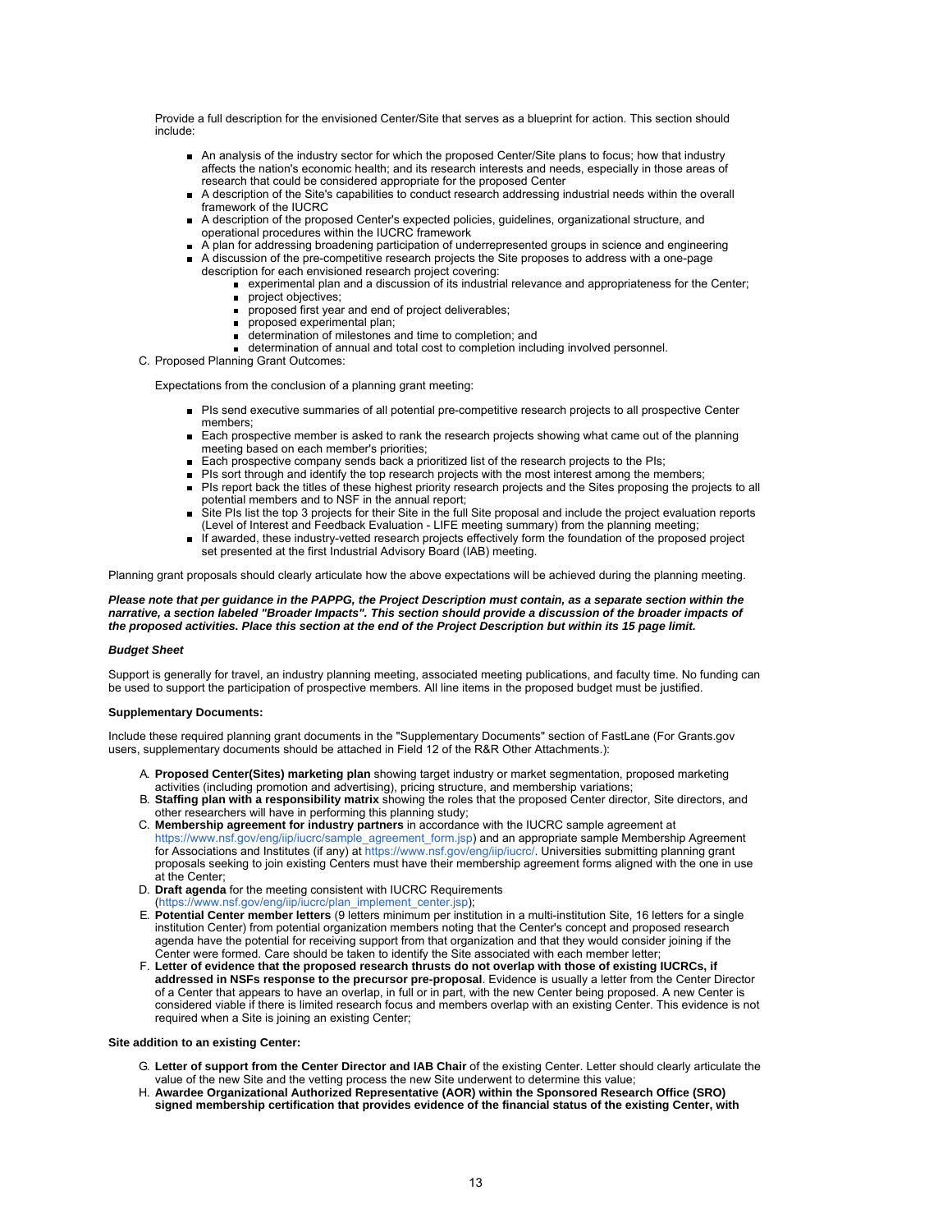Provide a full description for the envisioned Center/Site that serves as a blueprint for action. This section should include:

- An analysis of the industry sector for which the proposed Center/Site plans to focus; how that industry affects the nation's economic health; and its research interests and needs, especially in those areas of research that could be considered appropriate for the proposed Center
- A description of the Site's capabilities to conduct research addressing industrial needs within the overall framework of the IUCRC
- A description of the proposed Center's expected policies, guidelines, organizational structure, and operational procedures within the IUCRC framework
- A plan for addressing broadening participation of underrepresented groups in science and engineering
- A discussion of the pre-competitive research projects the Site proposes to address with a one-page description for each envisioned research project covering:
  - experimental plan and a discussion of its industrial relevance and appropriateness for the Center;
  - project objectives;
  - proposed first year and end of project deliverables;
  - proposed experimental plan;
  - determination of milestones and time to completion; and
  - determination of annual and total cost to completion including involved personnel.

C. Proposed Planning Grant Outcomes:

Expectations from the conclusion of a planning grant meeting:

- PIs send executive summaries of all potential pre-competitive research projects to all prospective Center members;
- Each prospective member is asked to rank the research projects showing what came out of the planning meeting based on each member's priorities;
- Each prospective company sends back a prioritized list of the research projects to the PIs;
- PIs sort through and identify the top research projects with the most interest among the members;
- PIs report back the titles of these highest priority research projects and the Sites proposing the projects to all potential members and to NSF in the annual report;
- Site PIs list the top 3 projects for their Site in the full Site proposal and include the project evaluation reports (Level of Interest and Feedback Evaluation - LIFE meeting summary) from the planning meeting;
- If awarded, these industry-vetted research projects effectively form the foundation of the proposed project set presented at the first Industrial Advisory Board (IAB) meeting.

Planning grant proposals should clearly articulate how the above expectations will be achieved during the planning meeting.

***Please note that per guidance in the PAPPG, the Project Description must contain, as a separate section within the narrative, a section labeled "Broader Impacts". This section should provide a discussion of the broader impacts of the proposed activities. Place this section at the end of the Project Description but within its 15 page limit.***

***Budget Sheet***

Support is generally for travel, an industry planning meeting, associated meeting publications, and faculty time. No funding can be used to support the participation of prospective members. All line items in the proposed budget must be justified.

**Supplementary Documents:**

Include these required planning grant documents in the "Supplementary Documents" section of FastLane (For Grants.gov users, supplementary documents should be attached in Field 12 of the R&R Other Attachments.):

A. **Proposed Center(Sites) marketing plan** showing target industry or market segmentation, proposed marketing activities (including promotion and advertising), pricing structure, and membership variations;
B. **Staffing plan with a responsibility matrix** showing the roles that the proposed Center director, Site directors, and other researchers will have in performing this planning study;
C. **Membership agreement for industry partners** in accordance with the IUCRC sample agreement at https://www.nsf.gov/eng/iip/iucrc/sample_agreement_form.jsp) and an appropriate sample Membership Agreement for Associations and Institutes (if any) at https://www.nsf.gov/eng/iip/iucrc/. Universities submitting planning grant proposals seeking to join existing Centers must have their membership agreement forms aligned with the one in use at the Center;
D. **Draft agenda** for the meeting consistent with IUCRC Requirements (https://www.nsf.gov/eng/iip/iucrc/plan_implement_center.jsp);
E. **Potential Center member letters** (9 letters minimum per institution in a multi-institution Site, 16 letters for a single institution Center) from potential organization members noting that the Center's concept and proposed research agenda have the potential for receiving support from that organization and that they would consider joining if the Center were formed. Care should be taken to identify the Site associated with each member letter;
F. **Letter of evidence that the proposed research thrusts do not overlap with those of existing IUCRCs, if addressed in NSFs response to the precursor pre-proposal**. Evidence is usually a letter from the Center Director of a Center that appears to have an overlap, in full or in part, with the new Center being proposed. A new Center is considered viable if there is limited research focus and members overlap with an existing Center. This evidence is not required when a Site is joining an existing Center;

**Site addition to an existing Center:**

G. **Letter of support from the Center Director and IAB Chair** of the existing Center. Letter should clearly articulate the value of the new Site and the vetting process the new Site underwent to determine this value;
H. **Awardee Organizational Authorized Representative (AOR) within the Sponsored Research Office (SRO) signed membership certification that provides evidence of the financial status of the existing Center, with**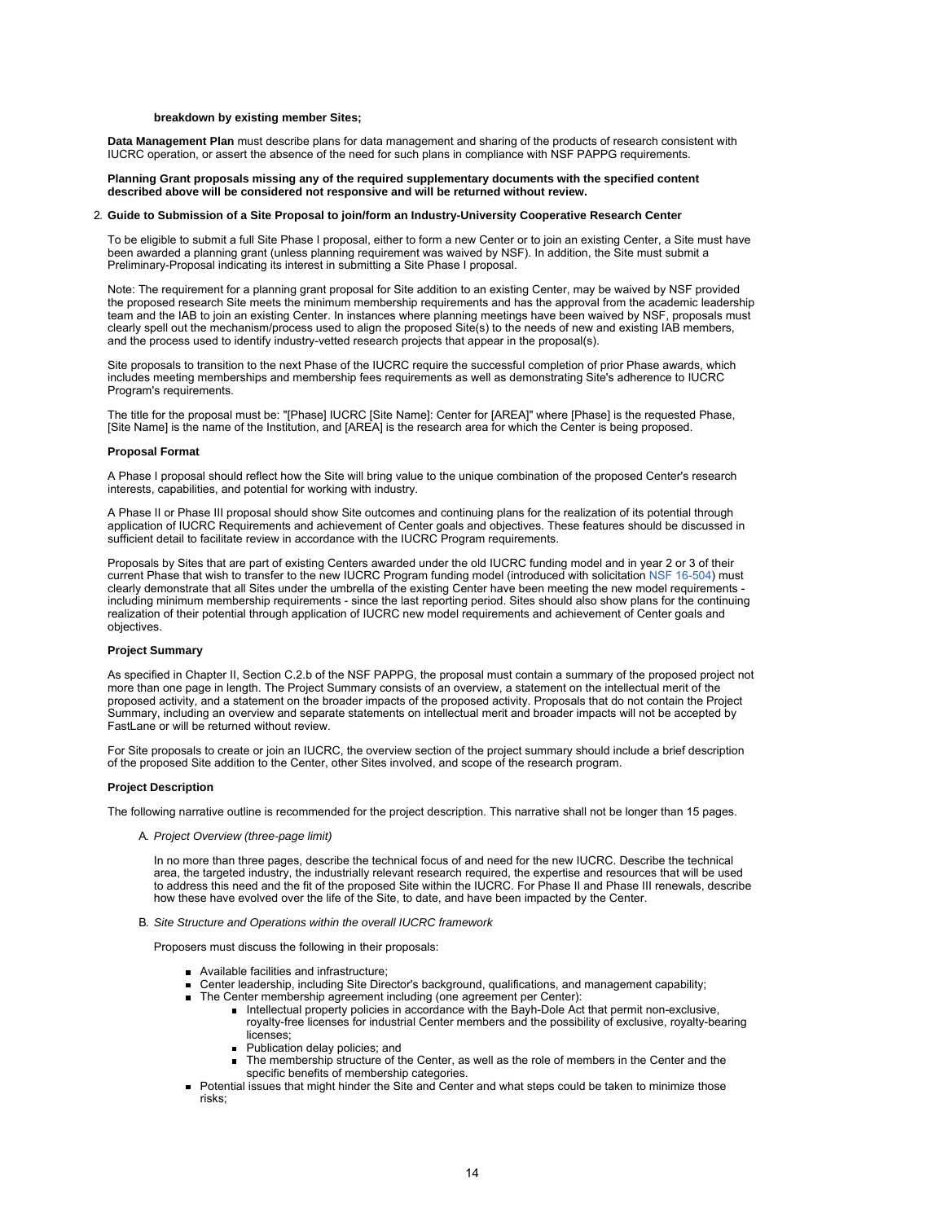**breakdown by existing member Sites;**

**Data Management Plan** must describe plans for data management and sharing of the products of research consistent with IUCRC operation, or assert the absence of the need for such plans in compliance with NSF PAPPG requirements.

**Planning Grant proposals missing any of the required supplementary documents with the specified content described above will be considered not responsive and will be returned without review.**

2. **Guide to Submission of a Site Proposal to join/form an Industry-University Cooperative Research Center**

To be eligible to submit a full Site Phase I proposal, either to form a new Center or to join an existing Center, a Site must have been awarded a planning grant (unless planning requirement was waived by NSF). In addition, the Site must submit a Preliminary-Proposal indicating its interest in submitting a Site Phase I proposal.

Note: The requirement for a planning grant proposal for Site addition to an existing Center, may be waived by NSF provided the proposed research Site meets the minimum membership requirements and has the approval from the academic leadership team and the IAB to join an existing Center. In instances where planning meetings have been waived by NSF, proposals must clearly spell out the mechanism/process used to align the proposed Site(s) to the needs of new and existing IAB members, and the process used to identify industry-vetted research projects that appear in the proposal(s).

Site proposals to transition to the next Phase of the IUCRC require the successful completion of prior Phase awards, which includes meeting memberships and membership fees requirements as well as demonstrating Site's adherence to IUCRC Program's requirements.

The title for the proposal must be: "[Phase] IUCRC [Site Name]: Center for [AREA]" where [Phase] is the requested Phase, [Site Name] is the name of the Institution, and [AREA] is the research area for which the Center is being proposed.

**Proposal Format**

A Phase I proposal should reflect how the Site will bring value to the unique combination of the proposed Center's research interests, capabilities, and potential for working with industry.

A Phase II or Phase III proposal should show Site outcomes and continuing plans for the realization of its potential through application of IUCRC Requirements and achievement of Center goals and objectives. These features should be discussed in sufficient detail to facilitate review in accordance with the IUCRC Program requirements.

Proposals by Sites that are part of existing Centers awarded under the old IUCRC funding model and in year 2 or 3 of their current Phase that wish to transfer to the new IUCRC Program funding model (introduced with solicitation NSF 16-504) must clearly demonstrate that all Sites under the umbrella of the existing Center have been meeting the new model requirements - including minimum membership requirements - since the last reporting period. Sites should also show plans for the continuing realization of their potential through application of IUCRC new model requirements and achievement of Center goals and objectives.

**Project Summary**

As specified in Chapter II, Section C.2.b of the NSF PAPPG, the proposal must contain a summary of the proposed project not more than one page in length. The Project Summary consists of an overview, a statement on the intellectual merit of the proposed activity, and a statement on the broader impacts of the proposed activity. Proposals that do not contain the Project Summary, including an overview and separate statements on intellectual merit and broader impacts will not be accepted by FastLane or will be returned without review.

For Site proposals to create or join an IUCRC, the overview section of the project summary should include a brief description of the proposed Site addition to the Center, other Sites involved, and scope of the research program.

**Project Description**

The following narrative outline is recommended for the project description. This narrative shall not be longer than 15 pages.

A. *Project Overview (three-page limit)*

In no more than three pages, describe the technical focus of and need for the new IUCRC. Describe the technical area, the targeted industry, the industrially relevant research required, the expertise and resources that will be used to address this need and the fit of the proposed Site within the IUCRC. For Phase II and Phase III renewals, describe how these have evolved over the life of the Site, to date, and have been impacted by the Center.

B. *Site Structure and Operations within the overall IUCRC framework*

Proposers must discuss the following in their proposals:

- Available facilities and infrastructure;
- Center leadership, including Site Director's background, qualifications, and management capability;
- The Center membership agreement including (one agreement per Center):
  - Intellectual property policies in accordance with the Bayh-Dole Act that permit non-exclusive, royalty-free licenses for industrial Center members and the possibility of exclusive, royalty-bearing licenses;
  - Publication delay policies; and
  - The membership structure of the Center, as well as the role of members in the Center and the specific benefits of membership categories.
- Potential issues that might hinder the Site and Center and what steps could be taken to minimize those risks;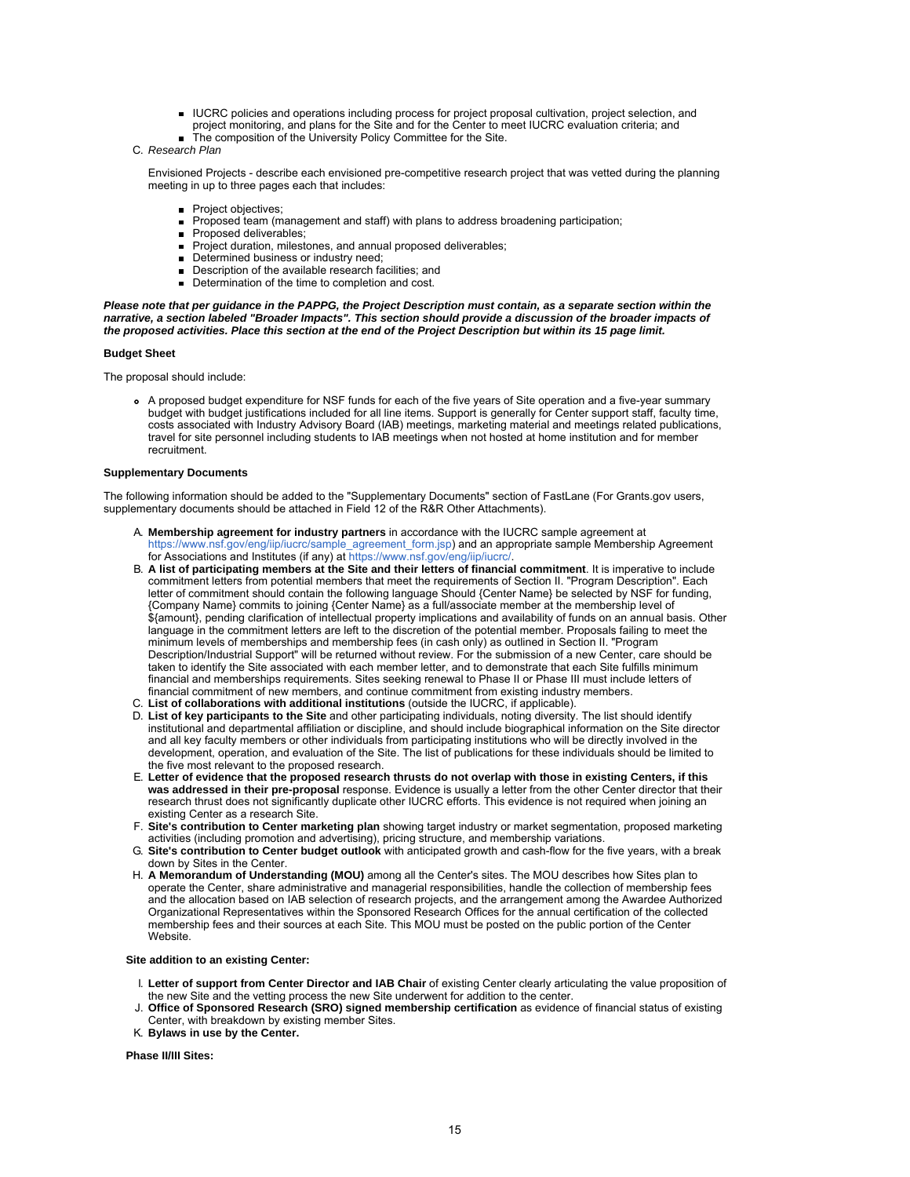- IUCRC policies and operations including process for project proposal cultivation, project selection, and project monitoring, and plans for the Site and for the Center to meet IUCRC evaluation criteria; and
- The composition of the University Policy Committee for the Site.

C. *Research Plan*

Envisioned Projects - describe each envisioned pre-competitive research project that was vetted during the planning meeting in up to three pages each that includes:

- Project objectives;
- Proposed team (management and staff) with plans to address broadening participation;
- Proposed deliverables;
- Project duration, milestones, and annual proposed deliverables;
- Determined business or industry need;
- Description of the available research facilities; and
- Determination of the time to completion and cost.

***Please note that per guidance in the PAPPG, the Project Description must contain, as a separate section within the narrative, a section labeled "Broader Impacts". This section should provide a discussion of the broader impacts of the proposed activities. Place this section at the end of the Project Description but within its 15 page limit.***

**Budget Sheet**

The proposal should include:

- A proposed budget expenditure for NSF funds for each of the five years of Site operation and a five-year summary budget with budget justifications included for all line items. Support is generally for Center support staff, faculty time, costs associated with Industry Advisory Board (IAB) meetings, marketing material and meetings related publications, travel for site personnel including students to IAB meetings when not hosted at home institution and for member recruitment.

**Supplementary Documents**

The following information should be added to the "Supplementary Documents" section of FastLane (For Grants.gov users, supplementary documents should be attached in Field 12 of the R&R Other Attachments).

A. **Membership agreement for industry partners** in accordance with the IUCRC sample agreement at https://www.nsf.gov/eng/iip/iucrc/sample_agreement_form.jsp) and an appropriate sample Membership Agreement for Associations and Institutes (if any) at https://www.nsf.gov/eng/iip/iucrc/.
B. **A list of participating members at the Site and their letters of financial commitment**. It is imperative to include commitment letters from potential members that meet the requirements of Section II. "Program Description". Each letter of commitment should contain the following language Should {Center Name} be selected by NSF for funding, {Company Name} commits to joining {Center Name} as a full/associate member at the membership level of ${amount}, pending clarification of intellectual property implications and availability of funds on an annual basis. Other language in the commitment letters are left to the discretion of the potential member. Proposals failing to meet the minimum levels of memberships and membership fees (in cash only) as outlined in Section II. "Program Description/Industrial Support" will be returned without review. For the submission of a new Center, care should be taken to identify the Site associated with each member letter, and to demonstrate that each Site fulfills minimum financial and memberships requirements. Sites seeking renewal to Phase II or Phase III must include letters of financial commitment of new members, and continue commitment from existing industry members.
C. **List of collaborations with additional institutions** (outside the IUCRC, if applicable).
D. **List of key participants to the Site** and other participating individuals, noting diversity. The list should identify institutional and departmental affiliation or discipline, and should include biographical information on the Site director and all key faculty members or other individuals from participating institutions who will be directly involved in the development, operation, and evaluation of the Site. The list of publications for these individuals should be limited to the five most relevant to the proposed research.
E. **Letter of evidence that the proposed research thrusts do not overlap with those in existing Centers, if this was addressed in their pre-proposal** response. Evidence is usually a letter from the other Center director that their research thrust does not significantly duplicate other IUCRC efforts. This evidence is not required when joining an existing Center as a research Site.
F. **Site's contribution to Center marketing plan** showing target industry or market segmentation, proposed marketing activities (including promotion and advertising), pricing structure, and membership variations.
G. **Site's contribution to Center budget outlook** with anticipated growth and cash-flow for the five years, with a break down by Sites in the Center.
H. **A Memorandum of Understanding (MOU)** among all the Center's sites. The MOU describes how Sites plan to operate the Center, share administrative and managerial responsibilities, handle the collection of membership fees and the allocation based on IAB selection of research projects, and the arrangement among the Awardee Authorized Organizational Representatives within the Sponsored Research Offices for the annual certification of the collected membership fees and their sources at each Site. This MOU must be posted on the public portion of the Center Website.

**Site addition to an existing Center:**

I. **Letter of support from Center Director and IAB Chair** of existing Center clearly articulating the value proposition of the new Site and the vetting process the new Site underwent for addition to the center.
J. **Office of Sponsored Research (SRO) signed membership certification** as evidence of financial status of existing Center, with breakdown by existing member Sites.
K. **Bylaws in use by the Center.**

**Phase II/III Sites:**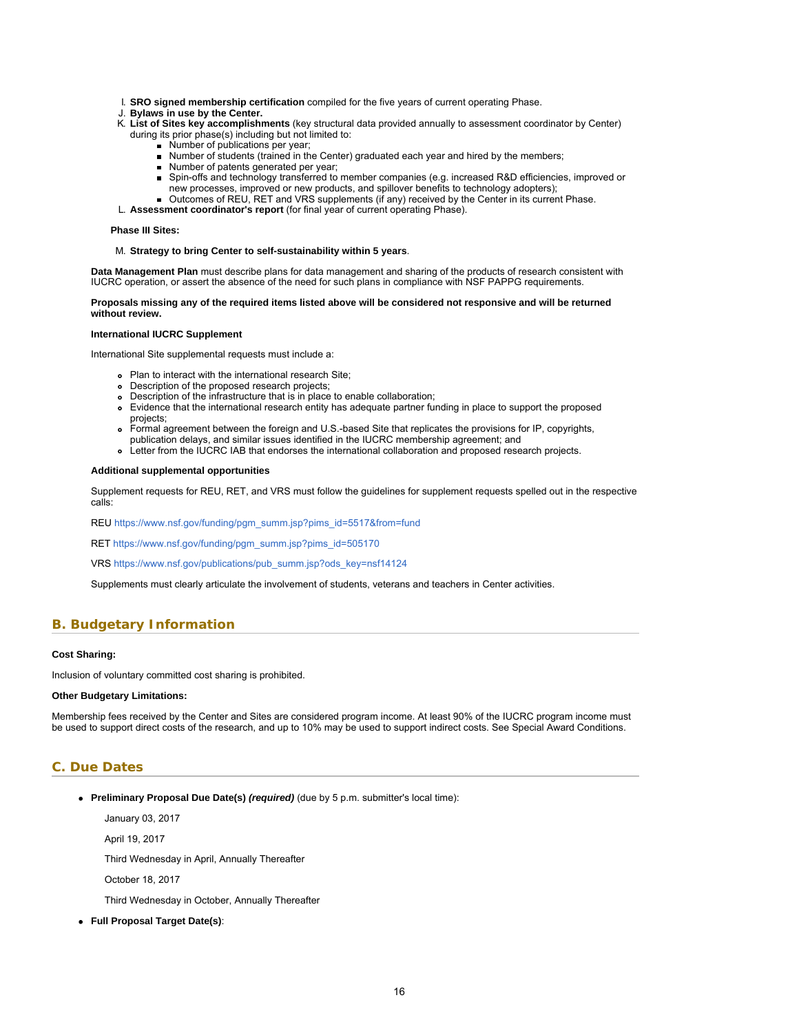I. **SRO signed membership certification** compiled for the five years of current operating Phase.
J. **Bylaws in use by the Center.**
K. **List of Sites key accomplishments** (key structural data provided annually to assessment coordinator by Center) during its prior phase(s) including but not limited to:
    - Number of publications per year;
    - Number of students (trained in the Center) graduated each year and hired by the members;
    - Number of patents generated per year;
    - Spin-offs and technology transferred to member companies (e.g. increased R&D efficiencies, improved or new processes, improved or new products, and spillover benefits to technology adopters);
    - Outcomes of REU, RET and VRS supplements (if any) received by the Center in its current Phase.
L. **Assessment coordinator's report** (for final year of current operating Phase).

**Phase III Sites:**

M. **Strategy to bring Center to self-sustainability within 5 years**.

**Data Management Plan** must describe plans for data management and sharing of the products of research consistent with IUCRC operation, or assert the absence of the need for such plans in compliance with NSF PAPPG requirements.

**Proposals missing any of the required items listed above will be considered not responsive and will be returned without review.**

**International IUCRC Supplement**

International Site supplemental requests must include a:

- Plan to interact with the international research Site;
- Description of the proposed research projects;
- Description of the infrastructure that is in place to enable collaboration;
- Evidence that the international research entity has adequate partner funding in place to support the proposed projects;
- Formal agreement between the foreign and U.S.-based Site that replicates the provisions for IP, copyrights, publication delays, and similar issues identified in the IUCRC membership agreement; and
- Letter from the IUCRC IAB that endorses the international collaboration and proposed research projects.

**Additional supplemental opportunities**

Supplement requests for REU, RET, and VRS must follow the guidelines for supplement requests spelled out in the respective calls:

REU https://www.nsf.gov/funding/pgm_summ.jsp?pims_id=5517&from=fund

RET https://www.nsf.gov/funding/pgm_summ.jsp?pims_id=505170

VRS https://www.nsf.gov/publications/pub_summ.jsp?ods_key=nsf14124

Supplements must clearly articulate the involvement of students, veterans and teachers in Center activities.

## B. Budgetary Information

**Cost Sharing:**

Inclusion of voluntary committed cost sharing is prohibited.

**Other Budgetary Limitations:**

Membership fees received by the Center and Sites are considered program income. At least 90% of the IUCRC program income must be used to support direct costs of the research, and up to 10% may be used to support indirect costs. See Special Award Conditions.

## C. Due Dates

- **Preliminary Proposal Due Date(s)** ***(required)*** (due by 5 p.m. submitter's local time):

    January 03, 2017

    April 19, 2017

    Third Wednesday in April, Annually Thereafter

    October 18, 2017

    Third Wednesday in October, Annually Thereafter

- **Full Proposal Target Date(s)**: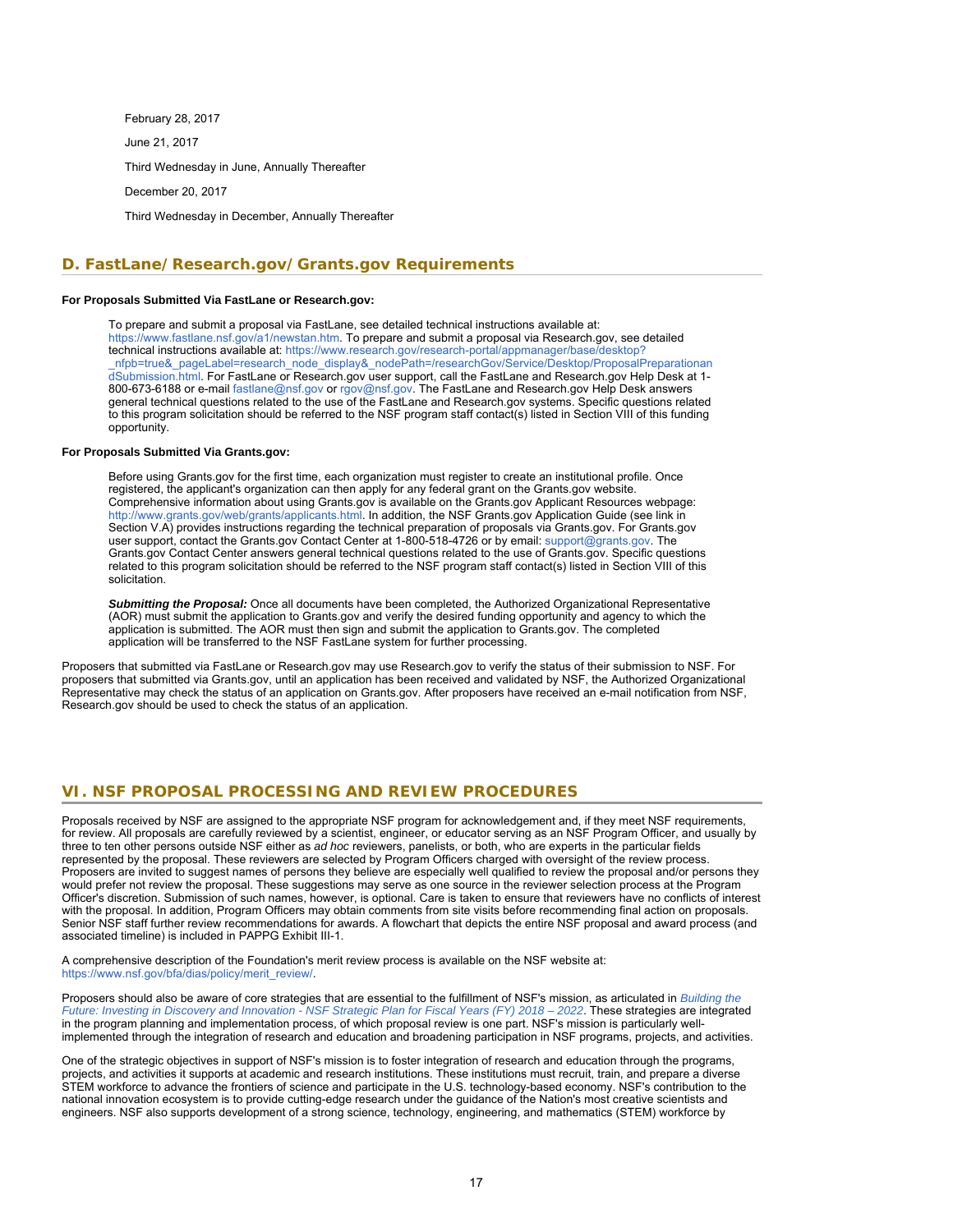February 28, 2017

June 21, 2017

Third Wednesday in June, Annually Thereafter

December 20, 2017

Third Wednesday in December, Annually Thereafter

## D. FastLane/Research.gov/Grants.gov Requirements

**For Proposals Submitted Via FastLane or Research.gov:**

To prepare and submit a proposal via FastLane, see detailed technical instructions available at: https://www.fastlane.nsf.gov/a1/newstan.htm. To prepare and submit a proposal via Research.gov, see detailed technical instructions available at: https://www.research.gov/research-portal/appmanager/base/desktop?_nfpb=true&_pageLabel=research_node_display&_nodePath=/researchGov/Service/Desktop/ProposalPreparationandSubmission.html. For FastLane or Research.gov user support, call the FastLane and Research.gov Help Desk at 1-800-673-6188 or e-mail fastlane@nsf.gov or rgov@nsf.gov. The FastLane and Research.gov Help Desk answers general technical questions related to the use of the FastLane and Research.gov systems. Specific questions related to this program solicitation should be referred to the NSF program staff contact(s) listed in Section VIII of this funding opportunity.

**For Proposals Submitted Via Grants.gov:**

Before using Grants.gov for the first time, each organization must register to create an institutional profile. Once registered, the applicant's organization can then apply for any federal grant on the Grants.gov website. Comprehensive information about using Grants.gov is available on the Grants.gov Applicant Resources webpage: http://www.grants.gov/web/grants/applicants.html. In addition, the NSF Grants.gov Application Guide (see link in Section V.A) provides instructions regarding the technical preparation of proposals via Grants.gov. For Grants.gov user support, contact the Grants.gov Contact Center at 1-800-518-4726 or by email: support@grants.gov. The Grants.gov Contact Center answers general technical questions related to the use of Grants.gov. Specific questions related to this program solicitation should be referred to the NSF program staff contact(s) listed in Section VIII of this solicitation.

***Submitting the Proposal:*** Once all documents have been completed, the Authorized Organizational Representative (AOR) must submit the application to Grants.gov and verify the desired funding opportunity and agency to which the application is submitted. The AOR must then sign and submit the application to Grants.gov. The completed application will be transferred to the NSF FastLane system for further processing.

Proposers that submitted via FastLane or Research.gov may use Research.gov to verify the status of their submission to NSF. For proposers that submitted via Grants.gov, until an application has been received and validated by NSF, the Authorized Organizational Representative may check the status of an application on Grants.gov. After proposers have received an e-mail notification from NSF, Research.gov should be used to check the status of an application.

# VI. NSF PROPOSAL PROCESSING AND REVIEW PROCEDURES

Proposals received by NSF are assigned to the appropriate NSF program for acknowledgement and, if they meet NSF requirements, for review. All proposals are carefully reviewed by a scientist, engineer, or educator serving as an NSF Program Officer, and usually by three to ten other persons outside NSF either as *ad hoc* reviewers, panelists, or both, who are experts in the particular fields represented by the proposal. These reviewers are selected by Program Officers charged with oversight of the review process. Proposers are invited to suggest names of persons they believe are especially well qualified to review the proposal and/or persons they would prefer not review the proposal. These suggestions may serve as one source in the reviewer selection process at the Program Officer's discretion. Submission of such names, however, is optional. Care is taken to ensure that reviewers have no conflicts of interest with the proposal. In addition, Program Officers may obtain comments from site visits before recommending final action on proposals. Senior NSF staff further review recommendations for awards. A flowchart that depicts the entire NSF proposal and award process (and associated timeline) is included in PAPPG Exhibit III-1.

A comprehensive description of the Foundation's merit review process is available on the NSF website at: https://www.nsf.gov/bfa/dias/policy/merit_review/.

Proposers should also be aware of core strategies that are essential to the fulfillment of NSF's mission, as articulated in *Building the Future: Investing in Discovery and Innovation - NSF Strategic Plan for Fiscal Years (FY) 2018 – 2022*. These strategies are integrated in the program planning and implementation process, of which proposal review is one part. NSF's mission is particularly well-implemented through the integration of research and education and broadening participation in NSF programs, projects, and activities.

One of the strategic objectives in support of NSF's mission is to foster integration of research and education through the programs, projects, and activities it supports at academic and research institutions. These institutions must recruit, train, and prepare a diverse STEM workforce to advance the frontiers of science and participate in the U.S. technology-based economy. NSF's contribution to the national innovation ecosystem is to provide cutting-edge research under the guidance of the Nation's most creative scientists and engineers. NSF also supports development of a strong science, technology, engineering, and mathematics (STEM) workforce by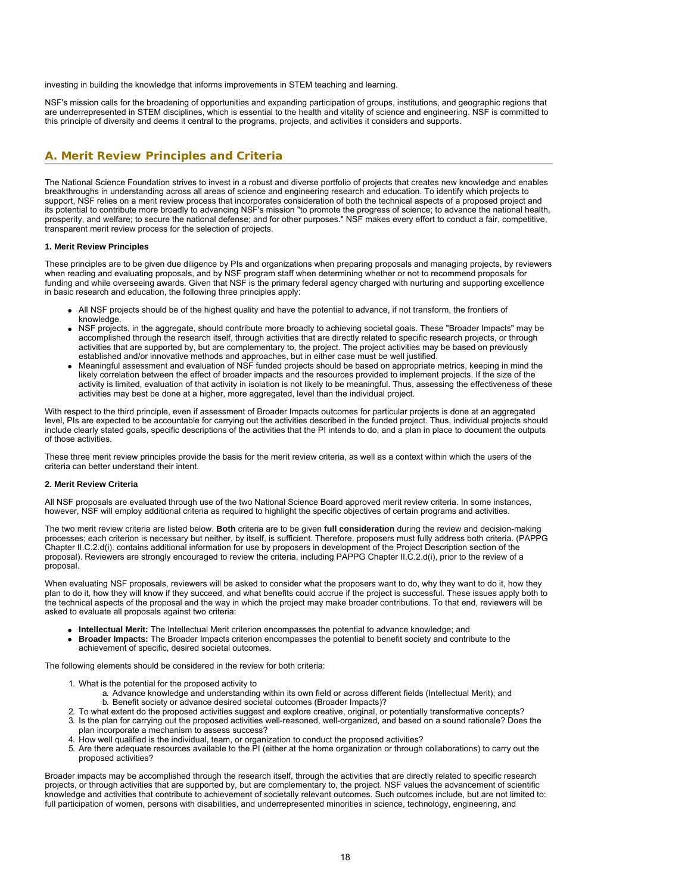investing in building the knowledge that informs improvements in STEM teaching and learning.

NSF's mission calls for the broadening of opportunities and expanding participation of groups, institutions, and geographic regions that are underrepresented in STEM disciplines, which is essential to the health and vitality of science and engineering. NSF is committed to this principle of diversity and deems it central to the programs, projects, and activities it considers and supports.

## A. Merit Review Principles and Criteria

The National Science Foundation strives to invest in a robust and diverse portfolio of projects that creates new knowledge and enables breakthroughs in understanding across all areas of science and engineering research and education. To identify which projects to support, NSF relies on a merit review process that incorporates consideration of both the technical aspects of a proposed project and its potential to contribute more broadly to advancing NSF's mission "to promote the progress of science; to advance the national health, prosperity, and welfare; to secure the national defense; and for other purposes." NSF makes every effort to conduct a fair, competitive, transparent merit review process for the selection of projects.

#### 1. Merit Review Principles

These principles are to be given due diligence by PIs and organizations when preparing proposals and managing projects, by reviewers when reading and evaluating proposals, and by NSF program staff when determining whether or not to recommend proposals for funding and while overseeing awards. Given that NSF is the primary federal agency charged with nurturing and supporting excellence in basic research and education, the following three principles apply:

- All NSF projects should be of the highest quality and have the potential to advance, if not transform, the frontiers of knowledge.
- NSF projects, in the aggregate, should contribute more broadly to achieving societal goals. These "Broader Impacts" may be accomplished through the research itself, through activities that are directly related to specific research projects, or through activities that are supported by, but are complementary to, the project. The project activities may be based on previously established and/or innovative methods and approaches, but in either case must be well justified.
- Meaningful assessment and evaluation of NSF funded projects should be based on appropriate metrics, keeping in mind the likely correlation between the effect of broader impacts and the resources provided to implement projects. If the size of the activity is limited, evaluation of that activity in isolation is not likely to be meaningful. Thus, assessing the effectiveness of these activities may best be done at a higher, more aggregated, level than the individual project.

With respect to the third principle, even if assessment of Broader Impacts outcomes for particular projects is done at an aggregated level, PIs are expected to be accountable for carrying out the activities described in the funded project. Thus, individual projects should include clearly stated goals, specific descriptions of the activities that the PI intends to do, and a plan in place to document the outputs of those activities.

These three merit review principles provide the basis for the merit review criteria, as well as a context within which the users of the criteria can better understand their intent.

#### 2. Merit Review Criteria

All NSF proposals are evaluated through use of the two National Science Board approved merit review criteria. In some instances, however, NSF will employ additional criteria as required to highlight the specific objectives of certain programs and activities.

The two merit review criteria are listed below. **Both** criteria are to be given **full consideration** during the review and decision-making processes; each criterion is necessary but neither, by itself, is sufficient. Therefore, proposers must fully address both criteria. (PAPPG Chapter II.C.2.d(i). contains additional information for use by proposers in development of the Project Description section of the proposal). Reviewers are strongly encouraged to review the criteria, including PAPPG Chapter II.C.2.d(i), prior to the review of a proposal.

When evaluating NSF proposals, reviewers will be asked to consider what the proposers want to do, why they want to do it, how they plan to do it, how they will know if they succeed, and what benefits could accrue if the project is successful. These issues apply both to the technical aspects of the proposal and the way in which the project may make broader contributions. To that end, reviewers will be asked to evaluate all proposals against two criteria:

- **Intellectual Merit:** The Intellectual Merit criterion encompasses the potential to advance knowledge; and
- **Broader Impacts:** The Broader Impacts criterion encompasses the potential to benefit society and contribute to the achievement of specific, desired societal outcomes.

The following elements should be considered in the review for both criteria:

1. What is the potential for the proposed activity to
    a. Advance knowledge and understanding within its own field or across different fields (Intellectual Merit); and
    b. Benefit society or advance desired societal outcomes (Broader Impacts)?
2. To what extent do the proposed activities suggest and explore creative, original, or potentially transformative concepts?
3. Is the plan for carrying out the proposed activities well-reasoned, well-organized, and based on a sound rationale? Does the plan incorporate a mechanism to assess success?
4. How well qualified is the individual, team, or organization to conduct the proposed activities?
5. Are there adequate resources available to the PI (either at the home organization or through collaborations) to carry out the proposed activities?

Broader impacts may be accomplished through the research itself, through the activities that are directly related to specific research projects, or through activities that are supported by, but are complementary to, the project. NSF values the advancement of scientific knowledge and activities that contribute to achievement of societally relevant outcomes. Such outcomes include, but are not limited to: full participation of women, persons with disabilities, and underrepresented minorities in science, technology, engineering, and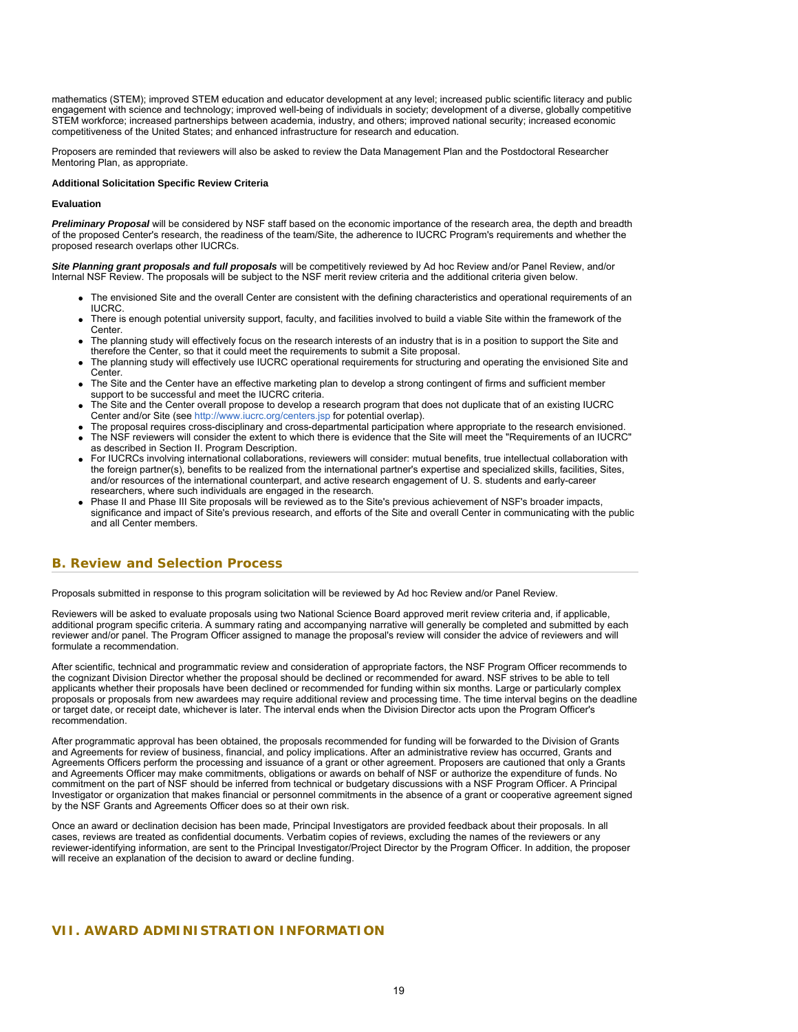mathematics (STEM); improved STEM education and educator development at any level; increased public scientific literacy and public engagement with science and technology; improved well-being of individuals in society; development of a diverse, globally competitive STEM workforce; increased partnerships between academia, industry, and others; improved national security; increased economic competitiveness of the United States; and enhanced infrastructure for research and education.

Proposers are reminded that reviewers will also be asked to review the Data Management Plan and the Postdoctoral Researcher Mentoring Plan, as appropriate.

**Additional Solicitation Specific Review Criteria**

**Evaluation**

***Preliminary Proposal*** will be considered by NSF staff based on the economic importance of the research area, the depth and breadth of the proposed Center's research, the readiness of the team/Site, the adherence to IUCRC Program's requirements and whether the proposed research overlaps other IUCRCs.

***Site Planning grant proposals and full proposals*** will be competitively reviewed by Ad hoc Review and/or Panel Review, and/or Internal NSF Review. The proposals will be subject to the NSF merit review criteria and the additional criteria given below.

- The envisioned Site and the overall Center are consistent with the defining characteristics and operational requirements of an IUCRC.
- There is enough potential university support, faculty, and facilities involved to build a viable Site within the framework of the Center.
- The planning study will effectively focus on the research interests of an industry that is in a position to support the Site and therefore the Center, so that it could meet the requirements to submit a Site proposal.
- The planning study will effectively use IUCRC operational requirements for structuring and operating the envisioned Site and Center.
- The Site and the Center have an effective marketing plan to develop a strong contingent of firms and sufficient member support to be successful and meet the IUCRC criteria.
- The Site and the Center overall propose to develop a research program that does not duplicate that of an existing IUCRC Center and/or Site (see http://www.iucrc.org/centers.jsp for potential overlap).
- The proposal requires cross-disciplinary and cross-departmental participation where appropriate to the research envisioned.
- The NSF reviewers will consider the extent to which there is evidence that the Site will meet the "Requirements of an IUCRC" as described in Section II. Program Description.
- For IUCRCs involving international collaborations, reviewers will consider: mutual benefits, true intellectual collaboration with the foreign partner(s), benefits to be realized from the international partner's expertise and specialized skills, facilities, Sites, and/or resources of the international counterpart, and active research engagement of U. S. students and early-career researchers, where such individuals are engaged in the research.
- Phase II and Phase III Site proposals will be reviewed as to the Site's previous achievement of NSF's broader impacts, significance and impact of Site's previous research, and efforts of the Site and overall Center in communicating with the public and all Center members.

## B. Review and Selection Process

Proposals submitted in response to this program solicitation will be reviewed by Ad hoc Review and/or Panel Review.

Reviewers will be asked to evaluate proposals using two National Science Board approved merit review criteria and, if applicable, additional program specific criteria. A summary rating and accompanying narrative will generally be completed and submitted by each reviewer and/or panel. The Program Officer assigned to manage the proposal's review will consider the advice of reviewers and will formulate a recommendation.

After scientific, technical and programmatic review and consideration of appropriate factors, the NSF Program Officer recommends to the cognizant Division Director whether the proposal should be declined or recommended for award. NSF strives to be able to tell applicants whether their proposals have been declined or recommended for funding within six months. Large or particularly complex proposals or proposals from new awardees may require additional review and processing time. The time interval begins on the deadline or target date, or receipt date, whichever is later. The interval ends when the Division Director acts upon the Program Officer's recommendation.

After programmatic approval has been obtained, the proposals recommended for funding will be forwarded to the Division of Grants and Agreements for review of business, financial, and policy implications. After an administrative review has occurred, Grants and Agreements Officers perform the processing and issuance of a grant or other agreement. Proposers are cautioned that only a Grants and Agreements Officer may make commitments, obligations or awards on behalf of NSF or authorize the expenditure of funds. No commitment on the part of NSF should be inferred from technical or budgetary discussions with a NSF Program Officer. A Principal Investigator or organization that makes financial or personnel commitments in the absence of a grant or cooperative agreement signed by the NSF Grants and Agreements Officer does so at their own risk.

Once an award or declination decision has been made, Principal Investigators are provided feedback about their proposals. In all cases, reviews are treated as confidential documents. Verbatim copies of reviews, excluding the names of the reviewers or any reviewer-identifying information, are sent to the Principal Investigator/Project Director by the Program Officer. In addition, the proposer will receive an explanation of the decision to award or decline funding.

# VII. AWARD ADMINISTRATION INFORMATION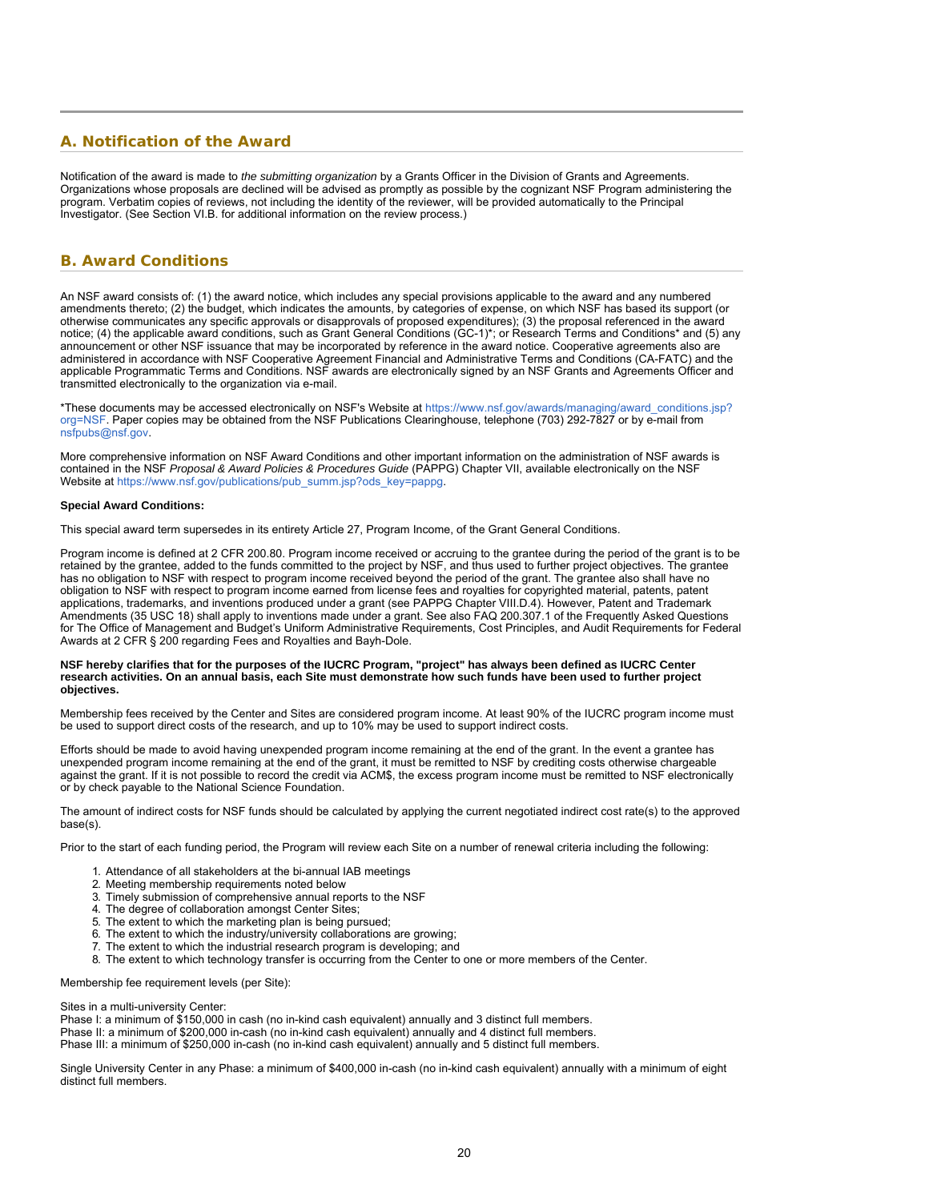## A. Notification of the Award

Notification of the award is made to *the submitting organization* by a Grants Officer in the Division of Grants and Agreements. Organizations whose proposals are declined will be advised as promptly as possible by the cognizant NSF Program administering the program. Verbatim copies of reviews, not including the identity of the reviewer, will be provided automatically to the Principal Investigator. (See Section VI.B. for additional information on the review process.)

## B. Award Conditions

An NSF award consists of: (1) the award notice, which includes any special provisions applicable to the award and any numbered amendments thereto; (2) the budget, which indicates the amounts, by categories of expense, on which NSF has based its support (or otherwise communicates any specific approvals or disapprovals of proposed expenditures); (3) the proposal referenced in the award notice; (4) the applicable award conditions, such as Grant General Conditions (GC-1)*; or Research Terms and Conditions* and (5) any announcement or other NSF issuance that may be incorporated by reference in the award notice. Cooperative agreements also are administered in accordance with NSF Cooperative Agreement Financial and Administrative Terms and Conditions (CA-FATC) and the applicable Programmatic Terms and Conditions. NSF awards are electronically signed by an NSF Grants and Agreements Officer and transmitted electronically to the organization via e-mail.

*These documents may be accessed electronically on NSF's Website at https://www.nsf.gov/awards/managing/award_conditions.jsp?org=NSF. Paper copies may be obtained from the NSF Publications Clearinghouse, telephone (703) 292-7827 or by e-mail from nsfpubs@nsf.gov.

More comprehensive information on NSF Award Conditions and other important information on the administration of NSF awards is contained in the NSF *Proposal & Award Policies & Procedures Guide* (PAPPG) Chapter VII, available electronically on the NSF Website at https://www.nsf.gov/publications/pub_summ.jsp?ods_key=pappg.

**Special Award Conditions:**

This special award term supersedes in its entirety Article 27, Program Income, of the Grant General Conditions.

Program income is defined at 2 CFR 200.80. Program income received or accruing to the grantee during the period of the grant is to be retained by the grantee, added to the funds committed to the project by NSF, and thus used to further project objectives. The grantee has no obligation to NSF with respect to program income received beyond the period of the grant. The grantee also shall have no obligation to NSF with respect to program income earned from license fees and royalties for copyrighted material, patents, patent applications, trademarks, and inventions produced under a grant (see PAPPG Chapter VIII.D.4). However, Patent and Trademark Amendments (35 USC 18) shall apply to inventions made under a grant. See also FAQ 200.307.1 of the Frequently Asked Questions for The Office of Management and Budget's Uniform Administrative Requirements, Cost Principles, and Audit Requirements for Federal Awards at 2 CFR § 200 regarding Fees and Royalties and Bayh-Dole.

**NSF hereby clarifies that for the purposes of the IUCRC Program, "project" has always been defined as IUCRC Center research activities. On an annual basis, each Site must demonstrate how such funds have been used to further project objectives.**

Membership fees received by the Center and Sites are considered program income. At least 90% of the IUCRC program income must be used to support direct costs of the research, and up to 10% may be used to support indirect costs.

Efforts should be made to avoid having unexpended program income remaining at the end of the grant. In the event a grantee has unexpended program income remaining at the end of the grant, it must be remitted to NSF by crediting costs otherwise chargeable against the grant. If it is not possible to record the credit via ACM$, the excess program income must be remitted to NSF electronically or by check payable to the National Science Foundation.

The amount of indirect costs for NSF funds should be calculated by applying the current negotiated indirect cost rate(s) to the approved base(s).

Prior to the start of each funding period, the Program will review each Site on a number of renewal criteria including the following:

1. Attendance of all stakeholders at the bi-annual IAB meetings
2. Meeting membership requirements noted below
3. Timely submission of comprehensive annual reports to the NSF
4. The degree of collaboration amongst Center Sites;
5. The extent to which the marketing plan is being pursued;
6. The extent to which the industry/university collaborations are growing;
7. The extent to which the industrial research program is developing; and
8. The extent to which technology transfer is occurring from the Center to one or more members of the Center.

Membership fee requirement levels (per Site):

Sites in a multi-university Center:
Phase I: a minimum of $150,000 in cash (no in-kind cash equivalent) annually and 3 distinct full members.
Phase II: a minimum of $200,000 in-cash (no in-kind cash equivalent) annually and 4 distinct full members.
Phase III: a minimum of $250,000 in-cash (no in-kind cash equivalent) annually and 5 distinct full members.

Single University Center in any Phase: a minimum of $400,000 in-cash (no in-kind cash equivalent) annually with a minimum of eight distinct full members.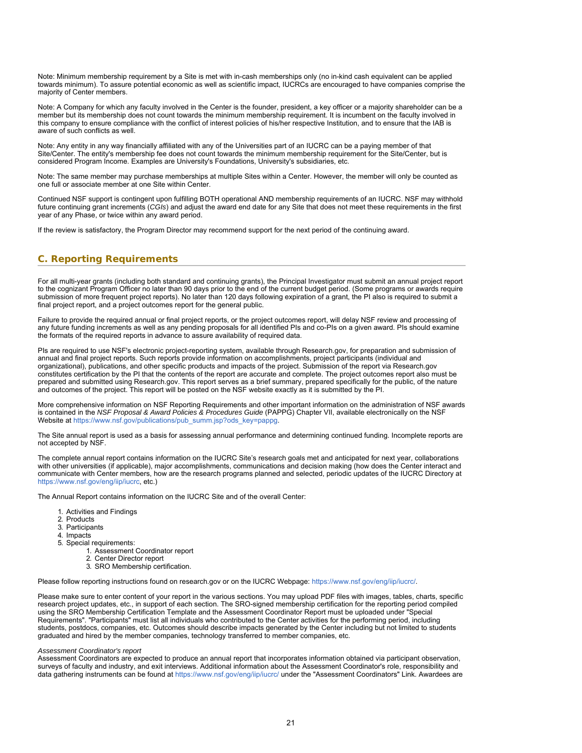Note: Minimum membership requirement by a Site is met with in-cash memberships only (no in-kind cash equivalent can be applied towards minimum). To assure potential economic as well as scientific impact, IUCRCs are encouraged to have companies comprise the majority of Center members.

Note: A Company for which any faculty involved in the Center is the founder, president, a key officer or a majority shareholder can be a member but its membership does not count towards the minimum membership requirement. It is incumbent on the faculty involved in this company to ensure compliance with the conflict of interest policies of his/her respective Institution, and to ensure that the IAB is aware of such conflicts as well.

Note: Any entity in any way financially affiliated with any of the Universities part of an IUCRC can be a paying member of that Site/Center. The entity's membership fee does not count towards the minimum membership requirement for the Site/Center, but is considered Program Income. Examples are University's Foundations, University's subsidiaries, etc.

Note: The same member may purchase memberships at multiple Sites within a Center. However, the member will only be counted as one full or associate member at one Site within Center.

Continued NSF support is contingent upon fulfilling BOTH operational AND membership requirements of an IUCRC. NSF may withhold future continuing grant increments (*CGIs*) and adjust the award end date for any Site that does not meet these requirements in the first year of any Phase, or twice within any award period.

If the review is satisfactory, the Program Director may recommend support for the next period of the continuing award.

## C. Reporting Requirements

For all multi-year grants (including both standard and continuing grants), the Principal Investigator must submit an annual project report to the cognizant Program Officer no later than 90 days prior to the end of the current budget period. (Some programs or awards require submission of more frequent project reports). No later than 120 days following expiration of a grant, the PI also is required to submit a final project report, and a project outcomes report for the general public.

Failure to provide the required annual or final project reports, or the project outcomes report, will delay NSF review and processing of any future funding increments as well as any pending proposals for all identified PIs and co-PIs on a given award. PIs should examine the formats of the required reports in advance to assure availability of required data.

PIs are required to use NSF's electronic project-reporting system, available through Research.gov, for preparation and submission of annual and final project reports. Such reports provide information on accomplishments, project participants (individual and organizational), publications, and other specific products and impacts of the project. Submission of the report via Research.gov constitutes certification by the PI that the contents of the report are accurate and complete. The project outcomes report also must be prepared and submitted using Research.gov. This report serves as a brief summary, prepared specifically for the public, of the nature and outcomes of the project. This report will be posted on the NSF website exactly as it is submitted by the PI.

More comprehensive information on NSF Reporting Requirements and other important information on the administration of NSF awards is contained in the *NSF Proposal & Award Policies & Procedures Guide* (PAPPG) Chapter VII, available electronically on the NSF Website at https://www.nsf.gov/publications/pub_summ.jsp?ods_key=pappg.

The Site annual report is used as a basis for assessing annual performance and determining continued funding. Incomplete reports are not accepted by NSF.

The complete annual report contains information on the IUCRC Site's research goals met and anticipated for next year, collaborations with other universities (if applicable), major accomplishments, communications and decision making (how does the Center interact and communicate with Center members, how are the research programs planned and selected, periodic updates of the IUCRC Directory at https://www.nsf.gov/eng/iip/iucrc, etc.)

The Annual Report contains information on the IUCRC Site and of the overall Center:

1. Activities and Findings
2. Products
3. Participants
4. Impacts
5. Special requirements:
    1. Assessment Coordinator report
    2. Center Director report
    3. SRO Membership certification.

Please follow reporting instructions found on research.gov or on the IUCRC Webpage: https://www.nsf.gov/eng/iip/iucrc/.

Please make sure to enter content of your report in the various sections. You may upload PDF files with images, tables, charts, specific research project updates, etc., in support of each section. The SRO-signed membership certification for the reporting period compiled using the SRO Membership Certification Template and the Assessment Coordinator Report must be uploaded under "Special Requirements". "Participants" must list all individuals who contributed to the Center activities for the performing period, including students, postdocs, companies, etc. Outcomes should describe impacts generated by the Center including but not limited to students graduated and hired by the member companies, technology transferred to member companies, etc.

*Assessment Coordinator's report*
Assessment Coordinators are expected to produce an annual report that incorporates information obtained via participant observation, surveys of faculty and industry, and exit interviews. Additional information about the Assessment Coordinator's role, responsibility and data gathering instruments can be found at https://www.nsf.gov/eng/iip/iucrc/ under the "Assessment Coordinators" Link. Awardees are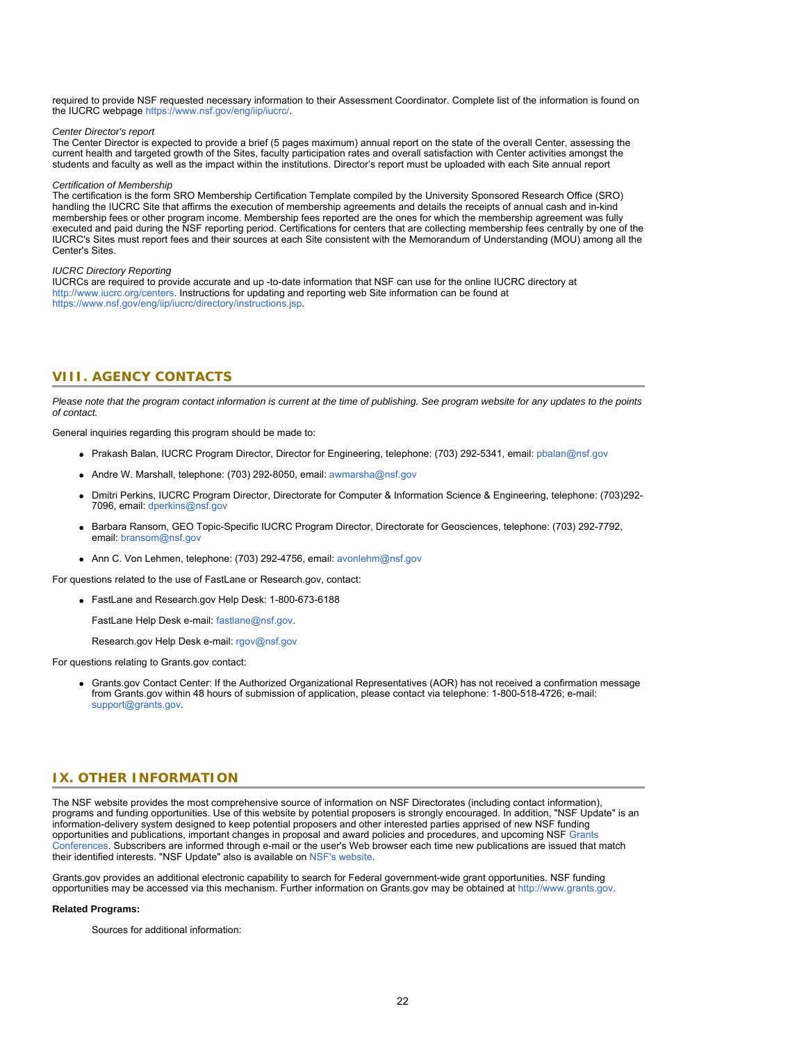required to provide NSF requested necessary information to their Assessment Coordinator. Complete list of the information is found on the IUCRC webpage https://www.nsf.gov/eng/iip/iucrc/.

*Center Director's report*

The Center Director is expected to provide a brief (5 pages maximum) annual report on the state of the overall Center, assessing the current health and targeted growth of the Sites, faculty participation rates and overall satisfaction with Center activities amongst the students and faculty as well as the impact within the institutions. Director's report must be uploaded with each Site annual report

*Certification of Membership*

The certification is the form SRO Membership Certification Template compiled by the University Sponsored Research Office (SRO) handling the IUCRC Site that affirms the execution of membership agreements and details the receipts of annual cash and in-kind membership fees or other program income. Membership fees reported are the ones for which the membership agreement was fully executed and paid during the NSF reporting period. Certifications for centers that are collecting membership fees centrally by one of the IUCRC's Sites must report fees and their sources at each Site consistent with the Memorandum of Understanding (MOU) among all the Center's Sites.

*IUCRC Directory Reporting*

IUCRCs are required to provide accurate and up -to-date information that NSF can use for the online IUCRC directory at http://www.iucrc.org/centers. Instructions for updating and reporting web Site information can be found at https://www.nsf.gov/eng/iip/iucrc/directory/instructions.jsp.

## VIII. AGENCY CONTACTS

*Please note that the program contact information is current at the time of publishing. See program website for any updates to the points of contact.*

General inquiries regarding this program should be made to:

- Prakash Balan, IUCRC Program Director, Director for Engineering, telephone: (703) 292-5341, email: pbalan@nsf.gov
- Andre W. Marshall, telephone: (703) 292-8050, email: awmarsha@nsf.gov
- Dmitri Perkins, IUCRC Program Director, Directorate for Computer & Information Science & Engineering, telephone: (703)292-7096, email: dperkins@nsf.gov
- Barbara Ransom, GEO Topic-Specific IUCRC Program Director, Directorate for Geosciences, telephone: (703) 292-7792, email: bransom@nsf.gov
- Ann C. Von Lehmen, telephone: (703) 292-4756, email: avonlehm@nsf.gov

For questions related to the use of FastLane or Research.gov, contact:

- FastLane and Research.gov Help Desk: 1-800-673-6188

  FastLane Help Desk e-mail: fastlane@nsf.gov.

  Research.gov Help Desk e-mail: rgov@nsf.gov

For questions relating to Grants.gov contact:

- Grants.gov Contact Center: If the Authorized Organizational Representatives (AOR) has not received a confirmation message from Grants.gov within 48 hours of submission of application, please contact via telephone: 1-800-518-4726; e-mail: support@grants.gov.

## IX. OTHER INFORMATION

The NSF website provides the most comprehensive source of information on NSF Directorates (including contact information), programs and funding opportunities. Use of this website by potential proposers is strongly encouraged. In addition, "NSF Update" is an information-delivery system designed to keep potential proposers and other interested parties apprised of new NSF funding opportunities and publications, important changes in proposal and award policies and procedures, and upcoming NSF Grants Conferences. Subscribers are informed through e-mail or the user's Web browser each time new publications are issued that match their identified interests. "NSF Update" also is available on NSF's website.

Grants.gov provides an additional electronic capability to search for Federal government-wide grant opportunities. NSF funding opportunities may be accessed via this mechanism. Further information on Grants.gov may be obtained at http://www.grants.gov.

**Related Programs:**

Sources for additional information: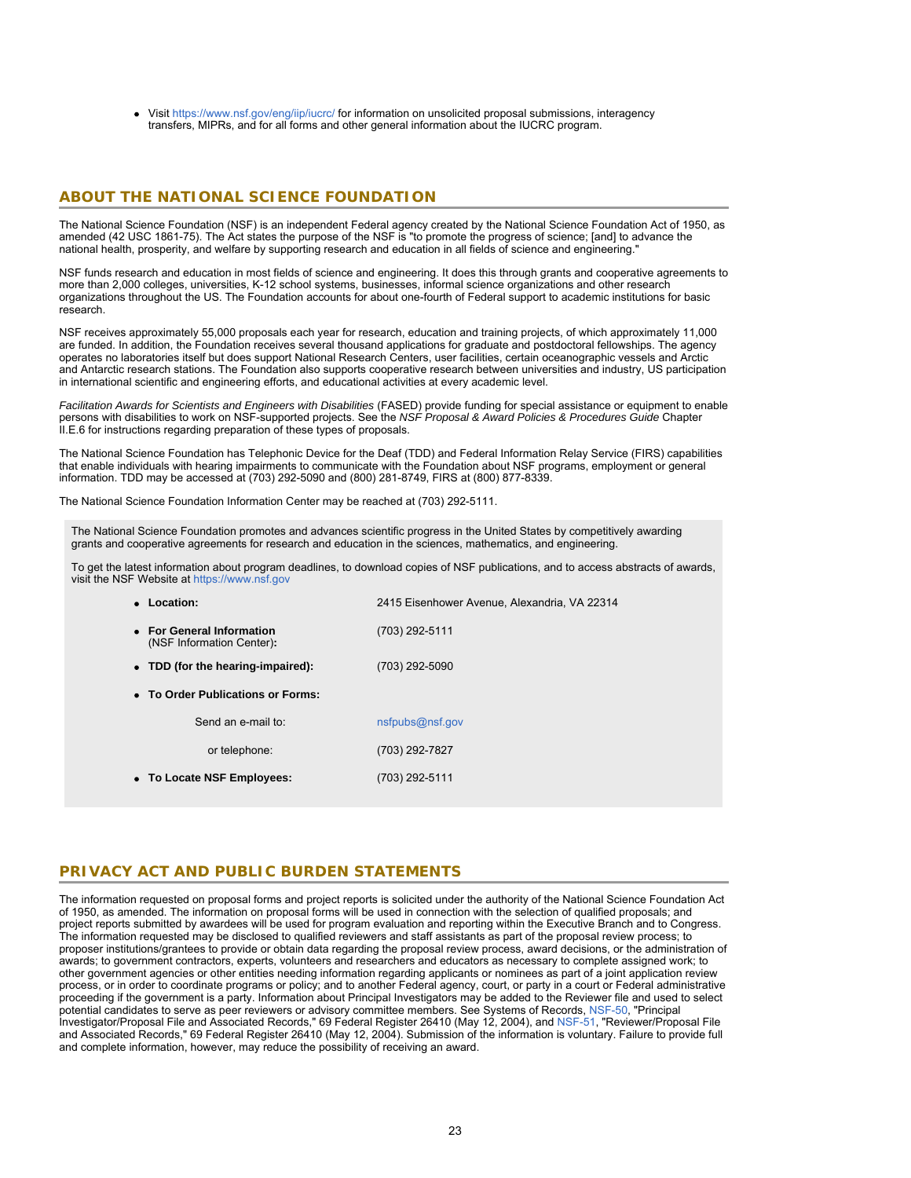- Visit https://www.nsf.gov/eng/iip/iucrc/ for information on unsolicited proposal submissions, interagency transfers, MIPRs, and for all forms and other general information about the IUCRC program.

## ABOUT THE NATIONAL SCIENCE FOUNDATION

The National Science Foundation (NSF) is an independent Federal agency created by the National Science Foundation Act of 1950, as amended (42 USC 1861-75). The Act states the purpose of the NSF is "to promote the progress of science; [and] to advance the national health, prosperity, and welfare by supporting research and education in all fields of science and engineering."

NSF funds research and education in most fields of science and engineering. It does this through grants and cooperative agreements to more than 2,000 colleges, universities, K-12 school systems, businesses, informal science organizations and other research organizations throughout the US. The Foundation accounts for about one-fourth of Federal support to academic institutions for basic research.

NSF receives approximately 55,000 proposals each year for research, education and training projects, of which approximately 11,000 are funded. In addition, the Foundation receives several thousand applications for graduate and postdoctoral fellowships. The agency operates no laboratories itself but does support National Research Centers, user facilities, certain oceanographic vessels and Arctic and Antarctic research stations. The Foundation also supports cooperative research between universities and industry, US participation in international scientific and engineering efforts, and educational activities at every academic level.

*Facilitation Awards for Scientists and Engineers with Disabilities* (FASED) provide funding for special assistance or equipment to enable persons with disabilities to work on NSF-supported projects. See the *NSF Proposal & Award Policies & Procedures Guide* Chapter II.E.6 for instructions regarding preparation of these types of proposals.

The National Science Foundation has Telephonic Device for the Deaf (TDD) and Federal Information Relay Service (FIRS) capabilities that enable individuals with hearing impairments to communicate with the Foundation about NSF programs, employment or general information. TDD may be accessed at (703) 292-5090 and (800) 281-8749, FIRS at (800) 877-8339.

The National Science Foundation Information Center may be reached at (703) 292-5111.

The National Science Foundation promotes and advances scientific progress in the United States by competitively awarding grants and cooperative agreements for research and education in the sciences, mathematics, and engineering.

To get the latest information about program deadlines, to download copies of NSF publications, and to access abstracts of awards, visit the NSF Website at https://www.nsf.gov

- **Location:** 2415 Eisenhower Avenue, Alexandria, VA 22314
- **For General Information** (NSF Information Center)**:** (703) 292-5111
- **TDD (for the hearing-impaired):** (703) 292-5090
- **To Order Publications or Forms:**
  - Send an e-mail to: nsfpubs@nsf.gov
  - or telephone: (703) 292-7827
- **To Locate NSF Employees:** (703) 292-5111

## PRIVACY ACT AND PUBLIC BURDEN STATEMENTS

The information requested on proposal forms and project reports is solicited under the authority of the National Science Foundation Act of 1950, as amended. The information on proposal forms will be used in connection with the selection of qualified proposals; and project reports submitted by awardees will be used for program evaluation and reporting within the Executive Branch and to Congress. The information requested may be disclosed to qualified reviewers and staff assistants as part of the proposal review process; to proposer institutions/grantees to provide or obtain data regarding the proposal review process, award decisions, or the administration of awards; to government contractors, experts, volunteers and researchers and educators as necessary to complete assigned work; to other government agencies or other entities needing information regarding applicants or nominees as part of a joint application review process, or in order to coordinate programs or policy; and to another Federal agency, court, or party in a court or Federal administrative proceeding if the government is a party. Information about Principal Investigators may be added to the Reviewer file and used to select potential candidates to serve as peer reviewers or advisory committee members. See Systems of Records, NSF-50, "Principal Investigator/Proposal File and Associated Records," 69 Federal Register 26410 (May 12, 2004), and NSF-51, "Reviewer/Proposal File and Associated Records," 69 Federal Register 26410 (May 12, 2004). Submission of the information is voluntary. Failure to provide full and complete information, however, may reduce the possibility of receiving an award.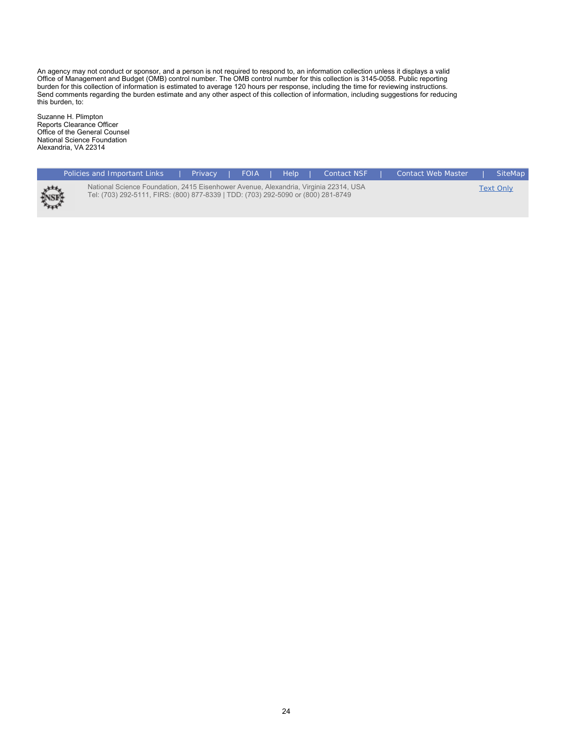An agency may not conduct or sponsor, and a person is not required to respond to, an information collection unless it displays a valid Office of Management and Budget (OMB) control number. The OMB control number for this collection is 3145-0058. Public reporting burden for this collection of information is estimated to average 120 hours per response, including the time for reviewing instructions. Send comments regarding the burden estimate and any other aspect of this collection of information, including suggestions for reducing this burden, to:

Suzanne H. Plimpton
Reports Clearance Officer
Office of the General Counsel
National Science Foundation
Alexandria, VA 22314

Policies and Important Links | Privacy | FOIA | Help | Contact NSF | Contact Web Master | SiteMap

National Science Foundation, 2415 Eisenhower Avenue, Alexandria, Virginia 22314, USA
Tel: (703) 292-5111, FIRS: (800) 877-8339 | TDD: (703) 292-5090 or (800) 281-8749

Text Only